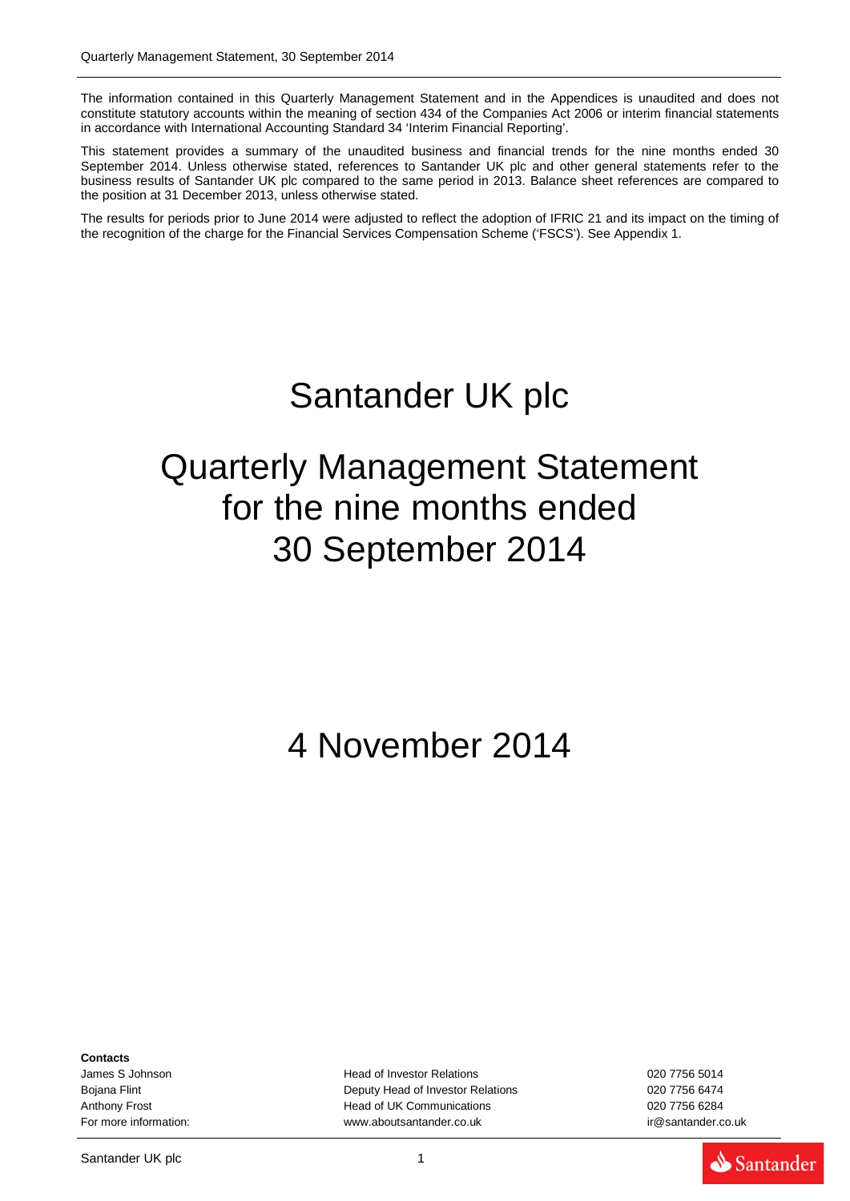The information contained in this Quarterly Management Statement and in the Appendices is unaudited and does not constitute statutory accounts within the meaning of section 434 of the Companies Act 2006 or interim financial statements in accordance with International Accounting Standard 34 'Interim Financial Reporting'.

This statement provides a summary of the unaudited business and financial trends for the nine months ended 30 September 2014. Unless otherwise stated, references to Santander UK plc and other general statements refer to the business results of Santander UK plc compared to the same period in 2013. Balance sheet references are compared to the position at 31 December 2013, unless otherwise stated.

The results for periods prior to June 2014 were adjusted to reflect the adoption of IFRIC 21 and its impact on the timing of the recognition of the charge for the Financial Services Compensation Scheme ('FSCS'). See Appendix 1.

# Santander UK plc

# Quarterly Management Statement for the nine months ended 30 September 2014

# 4 November 2014

**Contacts**

| | | |
|---|---|---|
| James S Johnson | Head of Investor Relations | 020 7756 5014 |
| Bojana Flint | Deputy Head of Investor Relations | 020 7756 6474 |
| Anthony Frost | Head of UK Communications | 020 7756 6284 |
| For more information: | www.aboutsantander.co.uk | ir@santander.co.uk |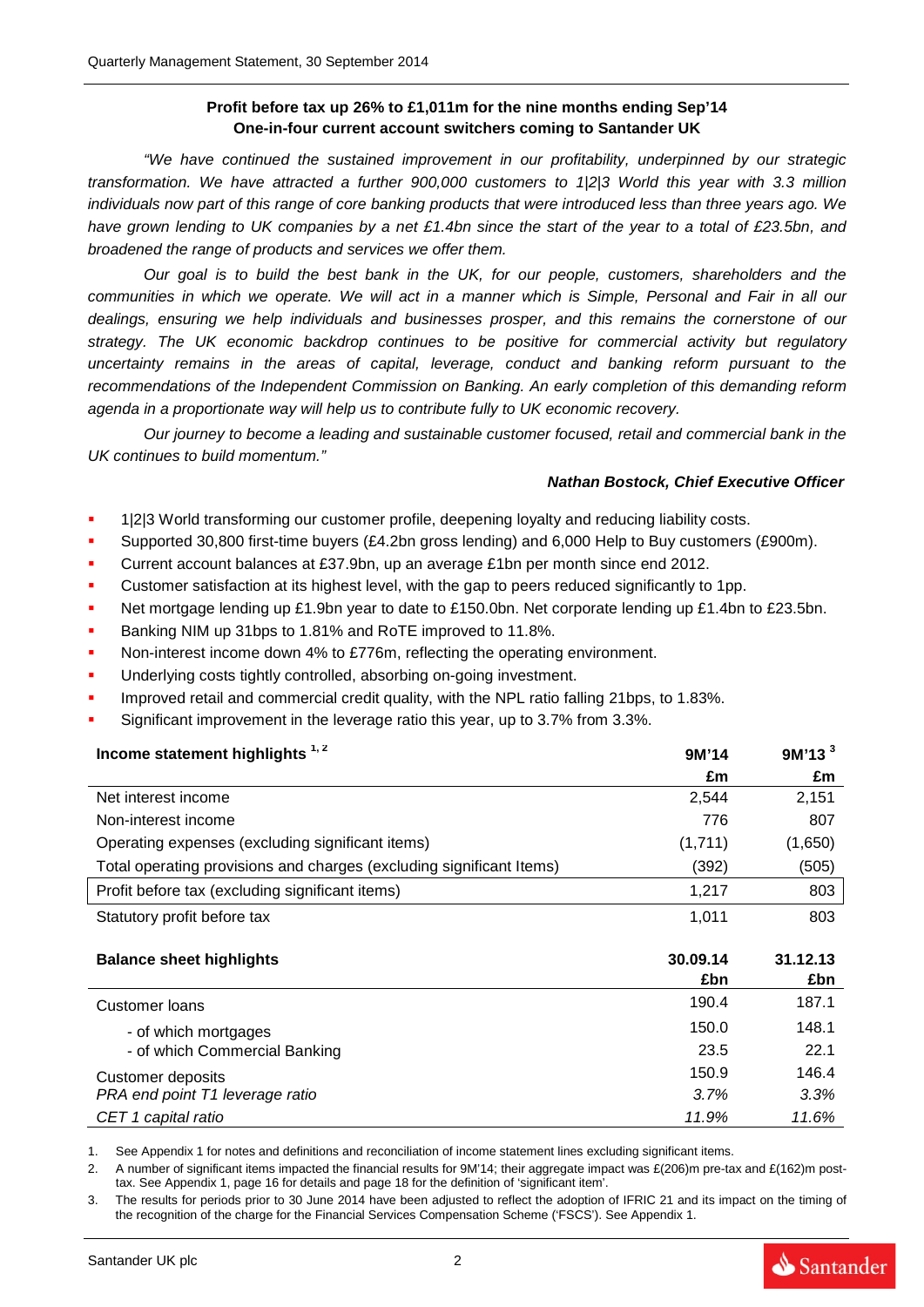**Profit before tax up 26% to £1,011m for the nine months ending Sep'14**
**One-in-four current account switchers coming to Santander UK**

*"We have continued the sustained improvement in our profitability, underpinned by our strategic transformation. We have attracted a further 900,000 customers to 1|2|3 World this year with 3.3 million individuals now part of this range of core banking products that were introduced less than three years ago. We have grown lending to UK companies by a net £1.4bn since the start of the year to a total of £23.5bn, and broadened the range of products and services we offer them.*

*Our goal is to build the best bank in the UK, for our people, customers, shareholders and the communities in which we operate. We will act in a manner which is Simple, Personal and Fair in all our dealings, ensuring we help individuals and businesses prosper, and this remains the cornerstone of our strategy. The UK economic backdrop continues to be positive for commercial activity but regulatory uncertainty remains in the areas of capital, leverage, conduct and banking reform pursuant to the recommendations of the Independent Commission on Banking. An early completion of this demanding reform agenda in a proportionate way will help us to contribute fully to UK economic recovery.*

*Our journey to become a leading and sustainable customer focused, retail and commercial bank in the UK continues to build momentum."*

***Nathan Bostock, Chief Executive Officer***

- 1|2|3 World transforming our customer profile, deepening loyalty and reducing liability costs.
- Supported 30,800 first-time buyers (£4.2bn gross lending) and 6,000 Help to Buy customers (£900m).
- Current account balances at £37.9bn, up an average £1bn per month since end 2012.
- Customer satisfaction at its highest level, with the gap to peers reduced significantly to 1pp.
- Net mortgage lending up £1.9bn year to date to £150.0bn. Net corporate lending up £1.4bn to £23.5bn.
- Banking NIM up 31bps to 1.81% and RoTE improved to 11.8%.
- Non-interest income down 4% to £776m, reflecting the operating environment.
- Underlying costs tightly controlled, absorbing on-going investment.
- Improved retail and commercial credit quality, with the NPL ratio falling 21bps, to 1.83%.
- Significant improvement in the leverage ratio this year, up to 3.7% from 3.3%.

| **Income statement highlights** [1, 2] | **9M'14** | **9M'13** [3] |
|---|---|---|
| | **£m** | **£m** |
| Net interest income | 2,544 | 2,151 |
| Non-interest income | 776 | 807 |
| Operating expenses (excluding significant items) | (1,711) | (1,650) |
| Total operating provisions and charges (excluding significant Items) | (392) | (505) |
| Profit before tax (excluding significant items) | 1,217 | 803 |
| Statutory profit before tax | 1,011 | 803 |

| **Balance sheet highlights** | **30.09.14** | **31.12.13** |
|---|---|---|
| | **£bn** | **£bn** |
| Customer loans | 190.4 | 187.1 |
| - of which mortgages | 150.0 | 148.1 |
| - of which Commercial Banking | 23.5 | 22.1 |
| Customer deposits | 150.9 | 146.4 |
| *PRA end point T1 leverage ratio* | *3.7%* | *3.3%* |
| *CET 1 capital ratio* | *11.9%* | *11.6%* |

1. See Appendix 1 for notes and definitions and reconciliation of income statement lines excluding significant items.
2. A number of significant items impacted the financial results for 9M'14; their aggregate impact was £(206)m pre-tax and £(162)m post-tax. See Appendix 1, page 16 for details and page 18 for the definition of 'significant item'.
3. The results for periods prior to 30 June 2014 have been adjusted to reflect the adoption of IFRIC 21 and its impact on the timing of the recognition of the charge for the Financial Services Compensation Scheme ('FSCS'). See Appendix 1.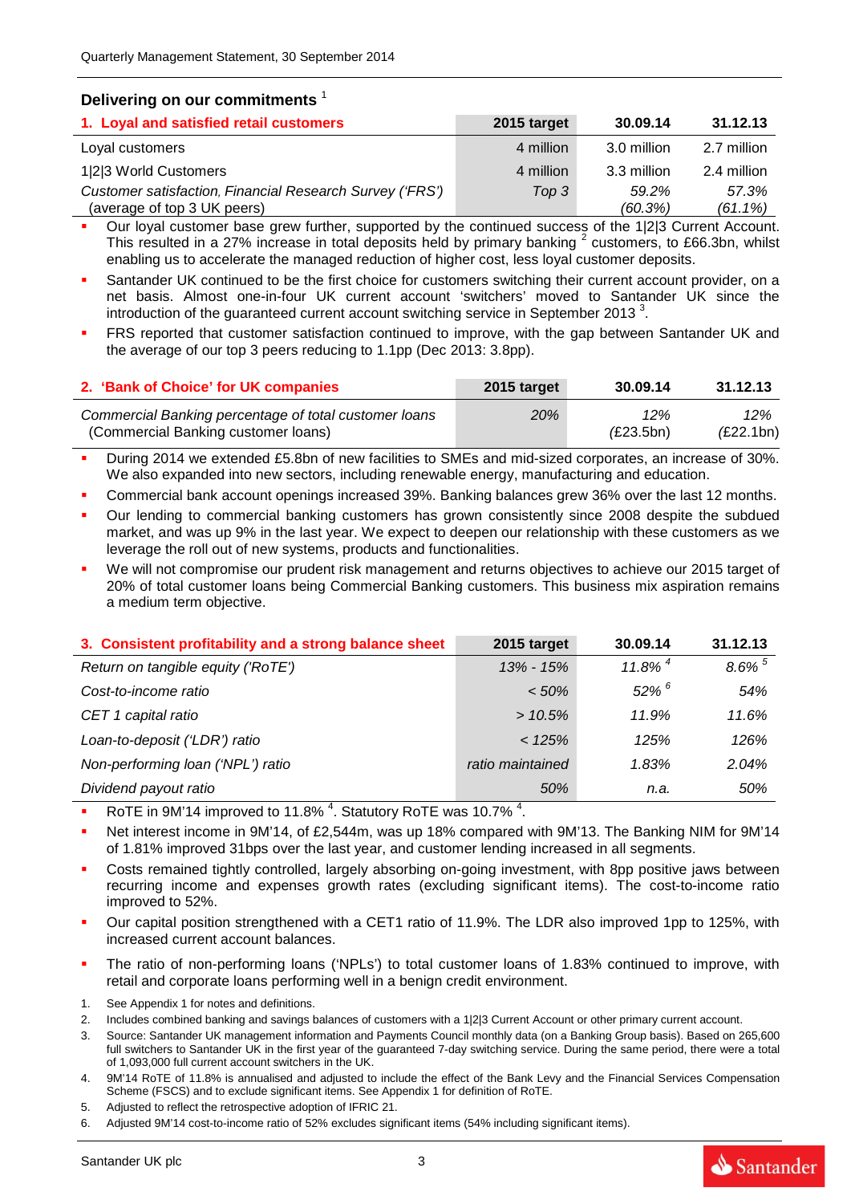## Delivering on our commitments [1]

| 1. Loyal and satisfied retail customers | 2015 target | 30.09.14 | 31.12.13 |
|---|---|---|---|
| Loyal customers | 4 million | 3.0 million | 2.7 million |
| 1\|2\|3 World Customers | 4 million | 3.3 million | 2.4 million |
| *Customer satisfaction, Financial Research Survey ('FRS')* (average of top 3 UK peers) | *Top 3* | *59.2%* (60.3%) | *57.3%* (61.1%) |

- Our loyal customer base grew further, supported by the continued success of the 1|2|3 Current Account. This resulted in a 27% increase in total deposits held by primary banking [2] customers, to £66.3bn, whilst enabling us to accelerate the managed reduction of higher cost, less loyal customer deposits.
- Santander UK continued to be the first choice for customers switching their current account provider, on a net basis. Almost one-in-four UK current account 'switchers' moved to Santander UK since the introduction of the guaranteed current account switching service in September 2013 [3].
- FRS reported that customer satisfaction continued to improve, with the gap between Santander UK and the average of our top 3 peers reducing to 1.1pp (Dec 2013: 3.8pp).

| 2. 'Bank of Choice' for UK companies | 2015 target | 30.09.14 | 31.12.13 |
|---|---|---|---|
| *Commercial Banking percentage of total customer loans* (Commercial Banking customer loans) | *20%* | *12%* (£23.5bn) | *12%* (£22.1bn) |

- During 2014 we extended £5.8bn of new facilities to SMEs and mid-sized corporates, an increase of 30%. We also expanded into new sectors, including renewable energy, manufacturing and education.
- Commercial bank account openings increased 39%. Banking balances grew 36% over the last 12 months.
- Our lending to commercial banking customers has grown consistently since 2008 despite the subdued market, and was up 9% in the last year. We expect to deepen our relationship with these customers as we leverage the roll out of new systems, products and functionalities.
- We will not compromise our prudent risk management and returns objectives to achieve our 2015 target of 20% of total customer loans being Commercial Banking customers. This business mix aspiration remains a medium term objective.

| 3. Consistent profitability and a strong balance sheet | 2015 target | 30.09.14 | 31.12.13 |
|---|---|---|---|
| *Return on tangible equity ('RoTE')* | *13% - 15%* | *11.8%* [4] | *8.6%* [5] |
| *Cost-to-income ratio* | *< 50%* | *52%* [6] | *54%* |
| *CET 1 capital ratio* | *> 10.5%* | *11.9%* | *11.6%* |
| *Loan-to-deposit ('LDR') ratio* | *< 125%* | *125%* | *126%* |
| *Non-performing loan ('NPL') ratio* | *ratio maintained* | *1.83%* | *2.04%* |
| *Dividend payout ratio* | *50%* | *n.a.* | *50%* |

- RoTE in 9M'14 improved to 11.8% [4]. Statutory RoTE was 10.7% [4].
- Net interest income in 9M'14, of £2,544m, was up 18% compared with 9M'13. The Banking NIM for 9M'14 of 1.81% improved 31bps over the last year, and customer lending increased in all segments.
- Costs remained tightly controlled, largely absorbing on-going investment, with 8pp positive jaws between recurring income and expenses growth rates (excluding significant items). The cost-to-income ratio improved to 52%.
- Our capital position strengthened with a CET1 ratio of 11.9%. The LDR also improved 1pp to 125%, with increased current account balances.
- The ratio of non-performing loans ('NPLs') to total customer loans of 1.83% continued to improve, with retail and corporate loans performing well in a benign credit environment.

1. See Appendix 1 for notes and definitions.
2. Includes combined banking and savings balances of customers with a 1|2|3 Current Account or other primary current account.
3. Source: Santander UK management information and Payments Council monthly data (on a Banking Group basis). Based on 265,600 full switchers to Santander UK in the first year of the guaranteed 7-day switching service. During the same period, there were a total of 1,093,000 full current account switchers in the UK.
4. 9M'14 RoTE of 11.8% is annualised and adjusted to include the effect of the Bank Levy and the Financial Services Compensation Scheme (FSCS) and to exclude significant items. See Appendix 1 for definition of RoTE.
5. Adjusted to reflect the retrospective adoption of IFRIC 21.
6. Adjusted 9M'14 cost-to-income ratio of 52% excludes significant items (54% including significant items).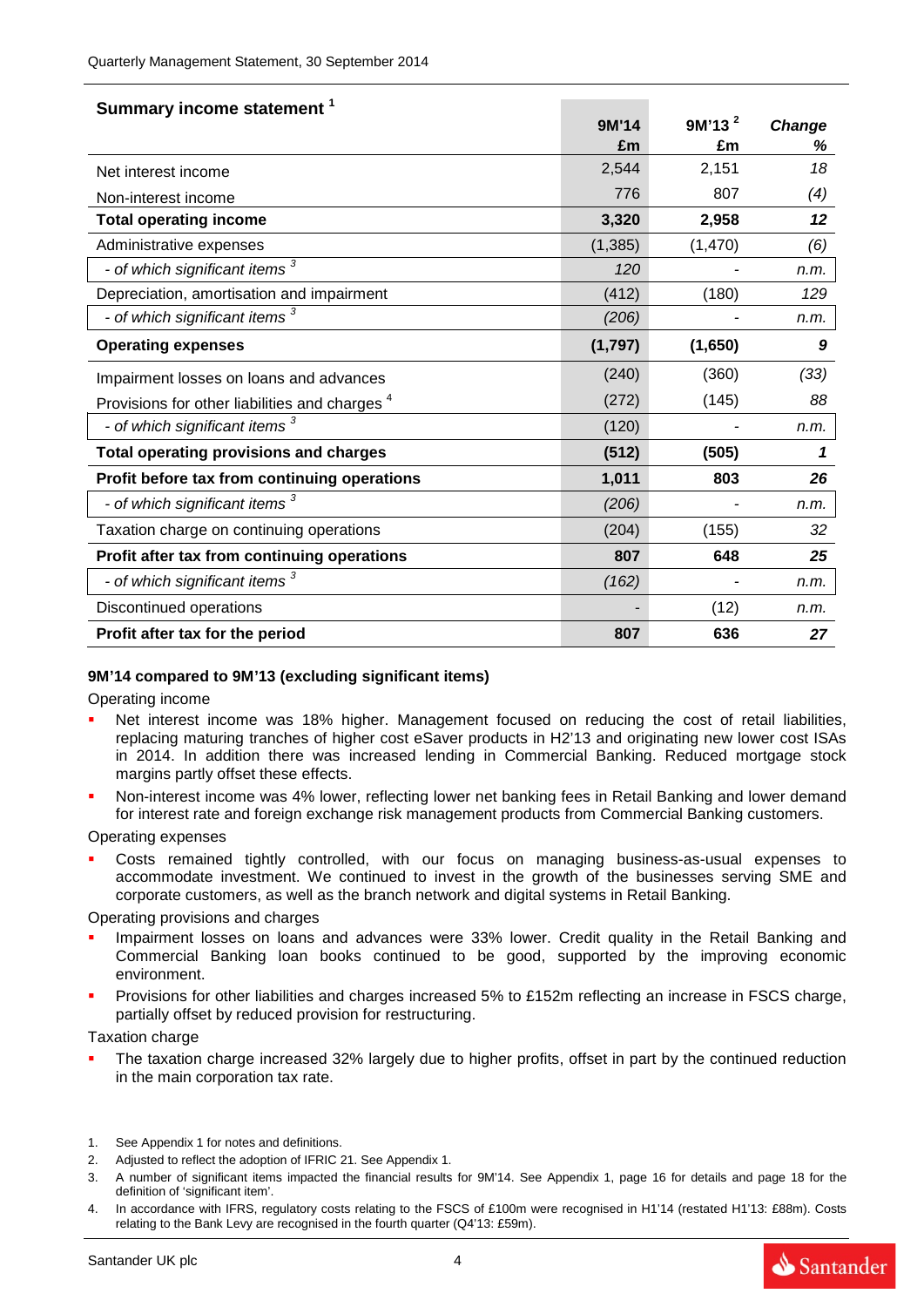## Summary income statement [1]

| | 9M'14 £m | 9M'13 [2] £m | Change % |
|---|---|---|---|
| Net interest income | 2,544 | 2,151 | *18* |
| Non-interest income | 776 | 807 | *(4)* |
| **Total operating income** | **3,320** | **2,958** | ***12*** |
| Administrative expenses | (1,385) | (1,470) | *(6)* |
| *- of which significant items [3]* | *120* | - | *n.m.* |
| Depreciation, amortisation and impairment | (412) | (180) | *129* |
| *- of which significant items [3]* | *(206)* | - | *n.m.* |
| **Operating expenses** | **(1,797)** | **(1,650)** | ***9*** |
| Impairment losses on loans and advances | (240) | (360) | *(33)* |
| Provisions for other liabilities and charges [4] | (272) | (145) | *88* |
| *- of which significant items [3]* | (120) | - | *n.m.* |
| **Total operating provisions and charges** | **(512)** | **(505)** | ***1*** |
| **Profit before tax from continuing operations** | **1,011** | **803** | ***26*** |
| *- of which significant items [3]* | *(206)* | - | *n.m.* |
| Taxation charge on continuing operations | (204) | (155) | *32* |
| **Profit after tax from continuing operations** | **807** | **648** | ***25*** |
| *- of which significant items [3]* | *(162)* | - | *n.m.* |
| Discontinued operations | - | (12) | *n.m.* |
| **Profit after tax for the period** | **807** | **636** | ***27*** |

### 9M'14 compared to 9M'13 (excluding significant items)

Operating income

- Net interest income was 18% higher. Management focused on reducing the cost of retail liabilities, replacing maturing tranches of higher cost eSaver products in H2'13 and originating new lower cost ISAs in 2014. In addition there was increased lending in Commercial Banking. Reduced mortgage stock margins partly offset these effects.
- Non-interest income was 4% lower, reflecting lower net banking fees in Retail Banking and lower demand for interest rate and foreign exchange risk management products from Commercial Banking customers.

Operating expenses

- Costs remained tightly controlled, with our focus on managing business-as-usual expenses to accommodate investment. We continued to invest in the growth of the businesses serving SME and corporate customers, as well as the branch network and digital systems in Retail Banking.

Operating provisions and charges

- Impairment losses on loans and advances were 33% lower. Credit quality in the Retail Banking and Commercial Banking loan books continued to be good, supported by the improving economic environment.
- Provisions for other liabilities and charges increased 5% to £152m reflecting an increase in FSCS charge, partially offset by reduced provision for restructuring.

Taxation charge

- The taxation charge increased 32% largely due to higher profits, offset in part by the continued reduction in the main corporation tax rate.

1. See Appendix 1 for notes and definitions.
2. Adjusted to reflect the adoption of IFRIC 21. See Appendix 1.
3. A number of significant items impacted the financial results for 9M'14. See Appendix 1, page 16 for details and page 18 for the definition of 'significant item'.
4. In accordance with IFRS, regulatory costs relating to the FSCS of £100m were recognised in H1'14 (restated H1'13: £88m). Costs relating to the Bank Levy are recognised in the fourth quarter (Q4'13: £59m).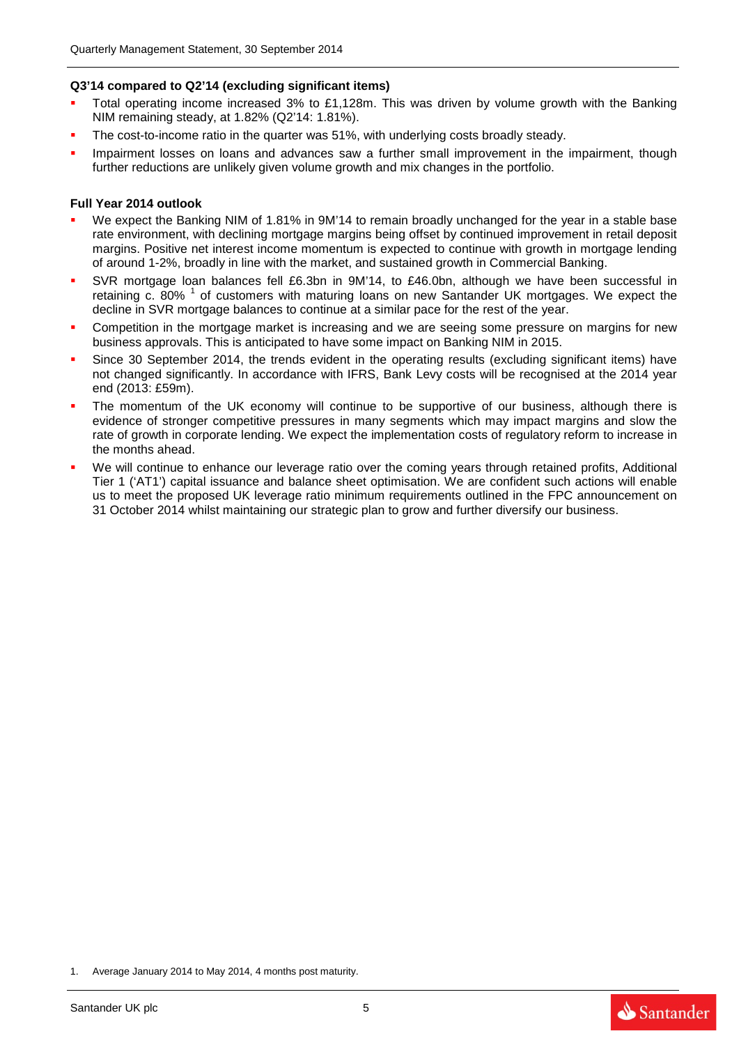**Q3'14 compared to Q2'14 (excluding significant items)**

- Total operating income increased 3% to £1,128m. This was driven by volume growth with the Banking NIM remaining steady, at 1.82% (Q2'14: 1.81%).
- The cost-to-income ratio in the quarter was 51%, with underlying costs broadly steady.
- Impairment losses on loans and advances saw a further small improvement in the impairment, though further reductions are unlikely given volume growth and mix changes in the portfolio.

**Full Year 2014 outlook**

- We expect the Banking NIM of 1.81% in 9M'14 to remain broadly unchanged for the year in a stable base rate environment, with declining mortgage margins being offset by continued improvement in retail deposit margins. Positive net interest income momentum is expected to continue with growth in mortgage lending of around 1-2%, broadly in line with the market, and sustained growth in Commercial Banking.
- SVR mortgage loan balances fell £6.3bn in 9M'14, to £46.0bn, although we have been successful in retaining c. 80% [1] of customers with maturing loans on new Santander UK mortgages. We expect the decline in SVR mortgage balances to continue at a similar pace for the rest of the year.
- Competition in the mortgage market is increasing and we are seeing some pressure on margins for new business approvals. This is anticipated to have some impact on Banking NIM in 2015.
- Since 30 September 2014, the trends evident in the operating results (excluding significant items) have not changed significantly. In accordance with IFRS, Bank Levy costs will be recognised at the 2014 year end (2013: £59m).
- The momentum of the UK economy will continue to be supportive of our business, although there is evidence of stronger competitive pressures in many segments which may impact margins and slow the rate of growth in corporate lending. We expect the implementation costs of regulatory reform to increase in the months ahead.
- We will continue to enhance our leverage ratio over the coming years through retained profits, Additional Tier 1 ('AT1') capital issuance and balance sheet optimisation. We are confident such actions will enable us to meet the proposed UK leverage ratio minimum requirements outlined in the FPC announcement on 31 October 2014 whilst maintaining our strategic plan to grow and further diversify our business.

1. Average January 2014 to May 2014, 4 months post maturity.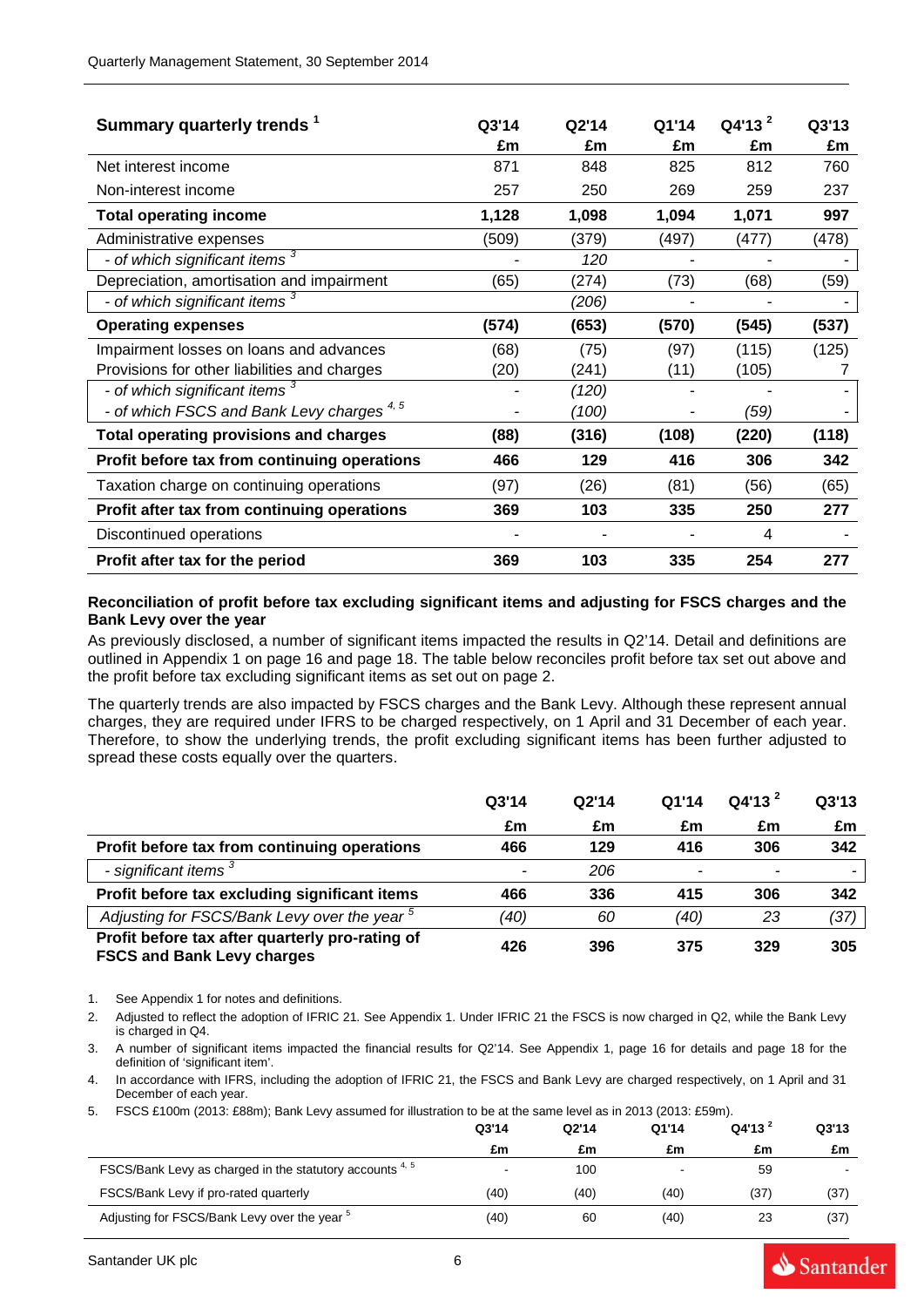| Summary quarterly trends [1] | Q3'14 £m | Q2'14 £m | Q1'14 £m | Q4'13 [2] £m | Q3'13 £m |
|---|---|---|---|---|---|
| Net interest income | 871 | 848 | 825 | 812 | 760 |
| Non-interest income | 257 | 250 | 269 | 259 | 237 |
| **Total operating income** | **1,128** | **1,098** | **1,094** | **1,071** | **997** |
| Administrative expenses | (509) | (379) | (497) | (477) | (478) |
| *- of which significant items [3]* | - | *120* | - | - | - |
| Depreciation, amortisation and impairment | (65) | (274) | (73) | (68) | (59) |
| *- of which significant items [3]* | | *(206)* | - | - | - |
| **Operating expenses** | **(574)** | **(653)** | **(570)** | **(545)** | **(537)** |
| Impairment losses on loans and advances | (68) | (75) | (97) | (115) | (125) |
| Provisions for other liabilities and charges | (20) | (241) | (11) | (105) | 7 |
| *- of which significant items [3]* | - | *(120)* | - | - | - |
| *- of which FSCS and Bank Levy charges [4, 5]* | - | *(100)* | - | *(59)* | - |
| **Total operating provisions and charges** | **(88)** | **(316)** | **(108)** | **(220)** | **(118)** |
| **Profit before tax from continuing operations** | **466** | **129** | **416** | **306** | **342** |
| Taxation charge on continuing operations | (97) | (26) | (81) | (56) | (65) |
| **Profit after tax from continuing operations** | **369** | **103** | **335** | **250** | **277** |
| Discontinued operations | - | - | - | 4 | - |
| **Profit after tax for the period** | **369** | **103** | **335** | **254** | **277** |

**Reconciliation of profit before tax excluding significant items and adjusting for FSCS charges and the Bank Levy over the year**

As previously disclosed, a number of significant items impacted the results in Q2'14. Detail and definitions are outlined in Appendix 1 on page 16 and page 18. The table below reconciles profit before tax set out above and the profit before tax excluding significant items as set out on page 2.

The quarterly trends are also impacted by FSCS charges and the Bank Levy. Although these represent annual charges, they are required under IFRS to be charged respectively, on 1 April and 31 December of each year. Therefore, to show the underlying trends, the profit excluding significant items has been further adjusted to spread these costs equally over the quarters.

| | Q3'14 £m | Q2'14 £m | Q1'14 £m | Q4'13 [2] £m | Q3'13 £m |
|---|---|---|---|---|---|
| **Profit before tax from continuing operations** | **466** | **129** | **416** | **306** | **342** |
| *- significant items [3]* | - | *206* | - | - | - |
| **Profit before tax excluding significant items** | **466** | **336** | **415** | **306** | **342** |
| *Adjusting for FSCS/Bank Levy over the year [5]* | *(40)* | *60* | *(40)* | *23* | *(37)* |
| **Profit before tax after quarterly pro-rating of FSCS and Bank Levy charges** | **426** | **396** | **375** | **329** | **305** |

1. See Appendix 1 for notes and definitions.
2. Adjusted to reflect the adoption of IFRIC 21. See Appendix 1. Under IFRIC 21 the FSCS is now charged in Q2, while the Bank Levy is charged in Q4.
3. A number of significant items impacted the financial results for Q2'14. See Appendix 1, page 16 for details and page 18 for the definition of 'significant item'.
4. In accordance with IFRS, including the adoption of IFRIC 21, the FSCS and Bank Levy are charged respectively, on 1 April and 31 December of each year.
5. FSCS £100m (2013: £88m); Bank Levy assumed for illustration to be at the same level as in 2013 (2013: £59m).

| | Q3'14 £m | Q2'14 £m | Q1'14 £m | Q4'13 [2] £m | Q3'13 £m |
|---|---|---|---|---|---|
| FSCS/Bank Levy as charged in the statutory accounts [4, 5] | - | 100 | - | 59 | - |
| FSCS/Bank Levy if pro-rated quarterly | (40) | (40) | (40) | (37) | (37) |
| Adjusting for FSCS/Bank Levy over the year [5] | (40) | 60 | (40) | 23 | (37) |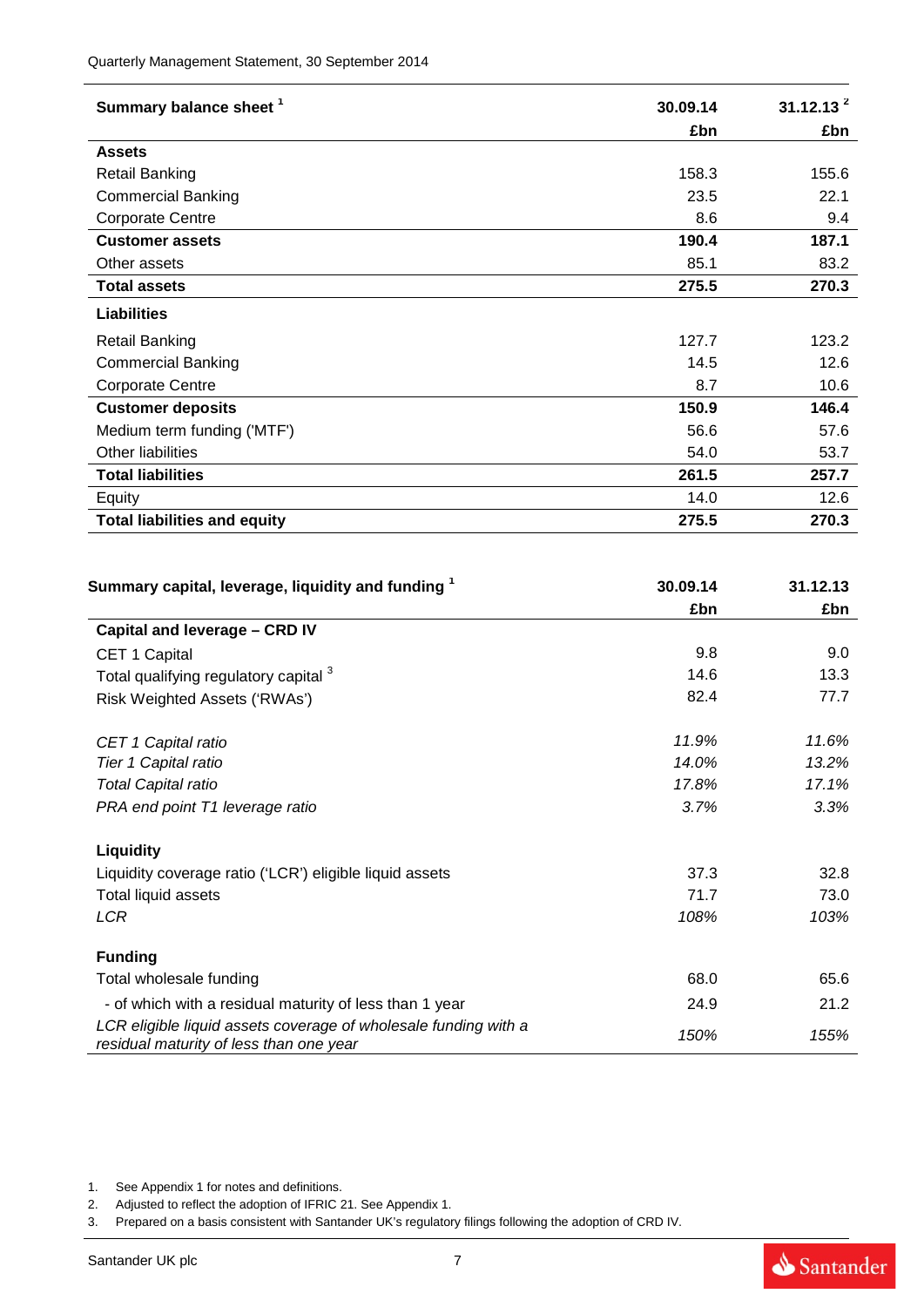| Summary balance sheet [1] | 30.09.14 | 31.12.13 [2] |
|---|---|---|
| | £bn | £bn |
| **Assets** | | |
| Retail Banking | 158.3 | 155.6 |
| Commercial Banking | 23.5 | 22.1 |
| Corporate Centre | 8.6 | 9.4 |
| **Customer assets** | **190.4** | **187.1** |
| Other assets | 85.1 | 83.2 |
| **Total assets** | **275.5** | **270.3** |
| **Liabilities** | | |
| Retail Banking | 127.7 | 123.2 |
| Commercial Banking | 14.5 | 12.6 |
| Corporate Centre | 8.7 | 10.6 |
| **Customer deposits** | **150.9** | **146.4** |
| Medium term funding ('MTF') | 56.6 | 57.6 |
| Other liabilities | 54.0 | 53.7 |
| **Total liabilities** | **261.5** | **257.7** |
| Equity | 14.0 | 12.6 |
| **Total liabilities and equity** | **275.5** | **270.3** |

| Summary capital, leverage, liquidity and funding [1] | 30.09.14 | 31.12.13 |
|---|---|---|
| | £bn | £bn |
| **Capital and leverage – CRD IV** | | |
| CET 1 Capital | 9.8 | 9.0 |
| Total qualifying regulatory capital [3] | 14.6 | 13.3 |
| Risk Weighted Assets ('RWAs') | 82.4 | 77.7 |
| *CET 1 Capital ratio* | *11.9%* | *11.6%* |
| *Tier 1 Capital ratio* | *14.0%* | *13.2%* |
| *Total Capital ratio* | *17.8%* | *17.1%* |
| *PRA end point T1 leverage ratio* | *3.7%* | *3.3%* |
| **Liquidity** | | |
| Liquidity coverage ratio ('LCR') eligible liquid assets | 37.3 | 32.8 |
| Total liquid assets | 71.7 | 73.0 |
| *LCR* | *108%* | *103%* |
| **Funding** | | |
| Total wholesale funding | 68.0 | 65.6 |
| - of which with a residual maturity of less than 1 year | 24.9 | 21.2 |
| *LCR eligible liquid assets coverage of wholesale funding with a residual maturity of less than one year* | *150%* | *155%* |

1. See Appendix 1 for notes and definitions.
2. Adjusted to reflect the adoption of IFRIC 21. See Appendix 1.
3. Prepared on a basis consistent with Santander UK's regulatory filings following the adoption of CRD IV.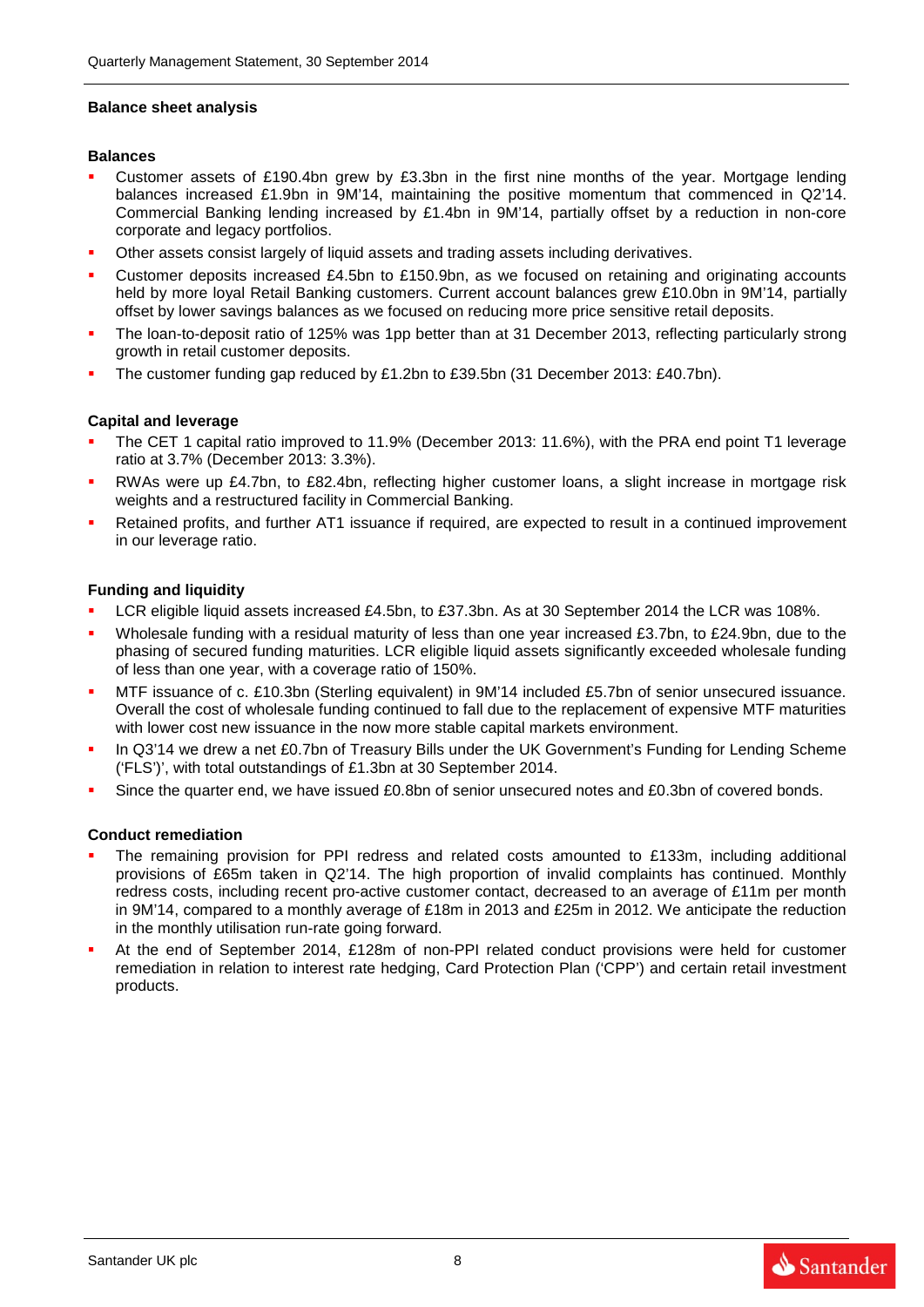## Balance sheet analysis

### Balances

- Customer assets of £190.4bn grew by £3.3bn in the first nine months of the year. Mortgage lending balances increased £1.9bn in 9M'14, maintaining the positive momentum that commenced in Q2'14. Commercial Banking lending increased by £1.4bn in 9M'14, partially offset by a reduction in non-core corporate and legacy portfolios.
- Other assets consist largely of liquid assets and trading assets including derivatives.
- Customer deposits increased £4.5bn to £150.9bn, as we focused on retaining and originating accounts held by more loyal Retail Banking customers. Current account balances grew £10.0bn in 9M'14, partially offset by lower savings balances as we focused on reducing more price sensitive retail deposits.
- The loan-to-deposit ratio of 125% was 1pp better than at 31 December 2013, reflecting particularly strong growth in retail customer deposits.
- The customer funding gap reduced by £1.2bn to £39.5bn (31 December 2013: £40.7bn).

### Capital and leverage

- The CET 1 capital ratio improved to 11.9% (December 2013: 11.6%), with the PRA end point T1 leverage ratio at 3.7% (December 2013: 3.3%).
- RWAs were up £4.7bn, to £82.4bn, reflecting higher customer loans, a slight increase in mortgage risk weights and a restructured facility in Commercial Banking.
- Retained profits, and further AT1 issuance if required, are expected to result in a continued improvement in our leverage ratio.

### Funding and liquidity

- LCR eligible liquid assets increased £4.5bn, to £37.3bn. As at 30 September 2014 the LCR was 108%.
- Wholesale funding with a residual maturity of less than one year increased £3.7bn, to £24.9bn, due to the phasing of secured funding maturities. LCR eligible liquid assets significantly exceeded wholesale funding of less than one year, with a coverage ratio of 150%.
- MTF issuance of c. £10.3bn (Sterling equivalent) in 9M'14 included £5.7bn of senior unsecured issuance. Overall the cost of wholesale funding continued to fall due to the replacement of expensive MTF maturities with lower cost new issuance in the now more stable capital markets environment.
- In Q3'14 we drew a net £0.7bn of Treasury Bills under the UK Government's Funding for Lending Scheme ('FLS')', with total outstandings of £1.3bn at 30 September 2014.
- Since the quarter end, we have issued £0.8bn of senior unsecured notes and £0.3bn of covered bonds.

### Conduct remediation

- The remaining provision for PPI redress and related costs amounted to £133m, including additional provisions of £65m taken in Q2'14. The high proportion of invalid complaints has continued. Monthly redress costs, including recent pro-active customer contact, decreased to an average of £11m per month in 9M'14, compared to a monthly average of £18m in 2013 and £25m in 2012. We anticipate the reduction in the monthly utilisation run-rate going forward.
- At the end of September 2014, £128m of non-PPI related conduct provisions were held for customer remediation in relation to interest rate hedging, Card Protection Plan ('CPP') and certain retail investment products.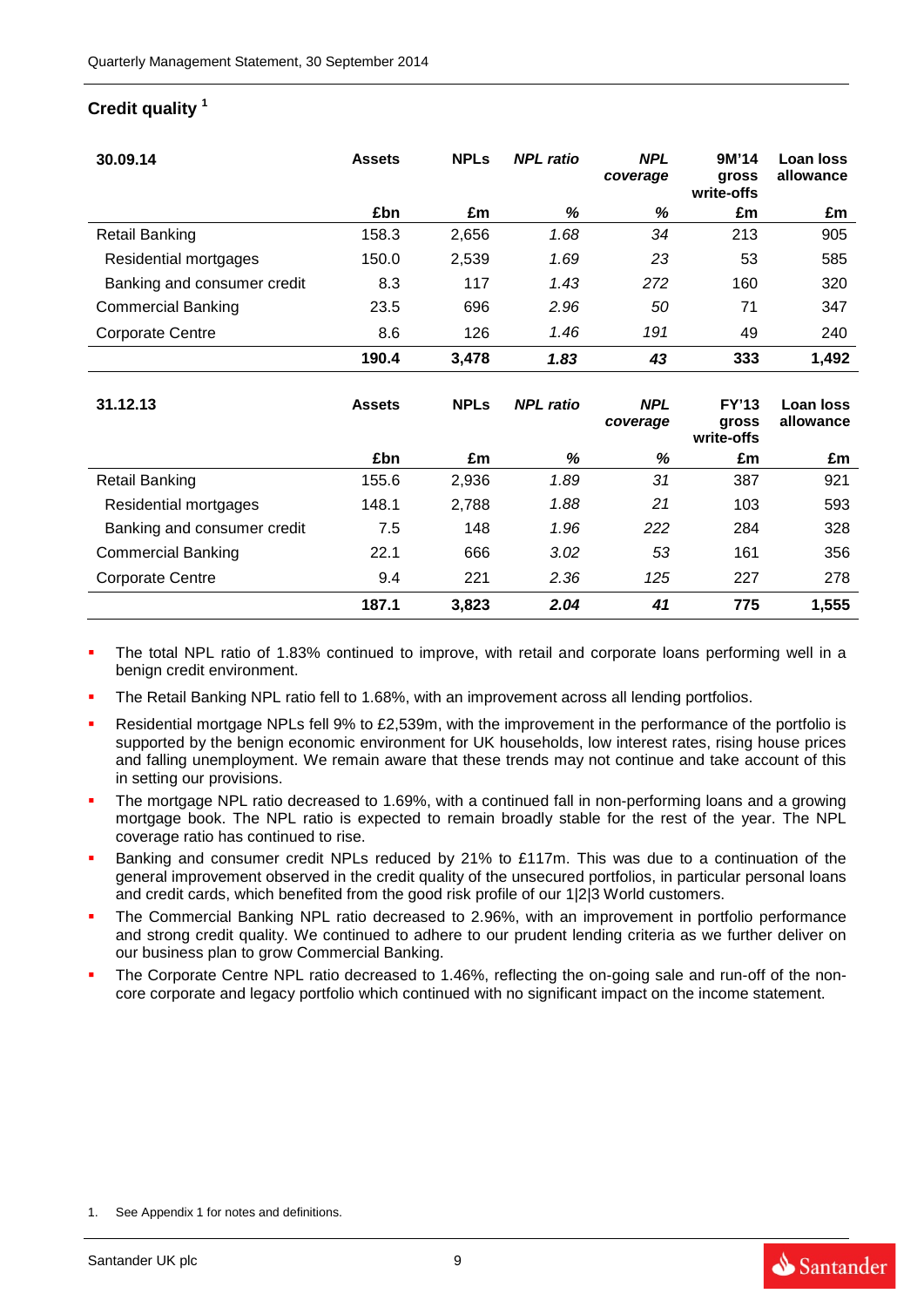## Credit quality [1]

| 30.09.14 | Assets | NPLs | *NPL ratio* | *NPL coverage* | 9M'14 gross write-offs | Loan loss allowance |
|---|---|---|---|---|---|---|
| | £bn | £m | *%* | *%* | £m | £m |
| Retail Banking | 158.3 | 2,656 | *1.68* | *34* | 213 | 905 |
| Residential mortgages | 150.0 | 2,539 | *1.69* | *23* | 53 | 585 |
| Banking and consumer credit | 8.3 | 117 | *1.43* | *272* | 160 | 320 |
| Commercial Banking | 23.5 | 696 | *2.96* | *50* | 71 | 347 |
| Corporate Centre | 8.6 | 126 | *1.46* | *191* | 49 | 240 |
| | **190.4** | **3,478** | ***1.83*** | ***43*** | **333** | **1,492** |

| 31.12.13 | Assets | NPLs | *NPL ratio* | *NPL coverage* | FY'13 gross write-offs | Loan loss allowance |
|---|---|---|---|---|---|---|
| | £bn | £m | *%* | *%* | £m | £m |
| Retail Banking | 155.6 | 2,936 | *1.89* | *31* | 387 | 921 |
| Residential mortgages | 148.1 | 2,788 | *1.88* | *21* | 103 | 593 |
| Banking and consumer credit | 7.5 | 148 | *1.96* | *222* | 284 | 328 |
| Commercial Banking | 22.1 | 666 | *3.02* | *53* | 161 | 356 |
| Corporate Centre | 9.4 | 221 | *2.36* | *125* | 227 | 278 |
| | **187.1** | **3,823** | ***2.04*** | ***41*** | **775** | **1,555** |

- The total NPL ratio of 1.83% continued to improve, with retail and corporate loans performing well in a benign credit environment.
- The Retail Banking NPL ratio fell to 1.68%, with an improvement across all lending portfolios.
- Residential mortgage NPLs fell 9% to £2,539m, with the improvement in the performance of the portfolio is supported by the benign economic environment for UK households, low interest rates, rising house prices and falling unemployment. We remain aware that these trends may not continue and take account of this in setting our provisions.
- The mortgage NPL ratio decreased to 1.69%, with a continued fall in non-performing loans and a growing mortgage book. The NPL ratio is expected to remain broadly stable for the rest of the year. The NPL coverage ratio has continued to rise.
- Banking and consumer credit NPLs reduced by 21% to £117m. This was due to a continuation of the general improvement observed in the credit quality of the unsecured portfolios, in particular personal loans and credit cards, which benefited from the good risk profile of our 1|2|3 World customers.
- The Commercial Banking NPL ratio decreased to 2.96%, with an improvement in portfolio performance and strong credit quality. We continued to adhere to our prudent lending criteria as we further deliver on our business plan to grow Commercial Banking.
- The Corporate Centre NPL ratio decreased to 1.46%, reflecting the on-going sale and run-off of the non-core corporate and legacy portfolio which continued with no significant impact on the income statement.

1. See Appendix 1 for notes and definitions.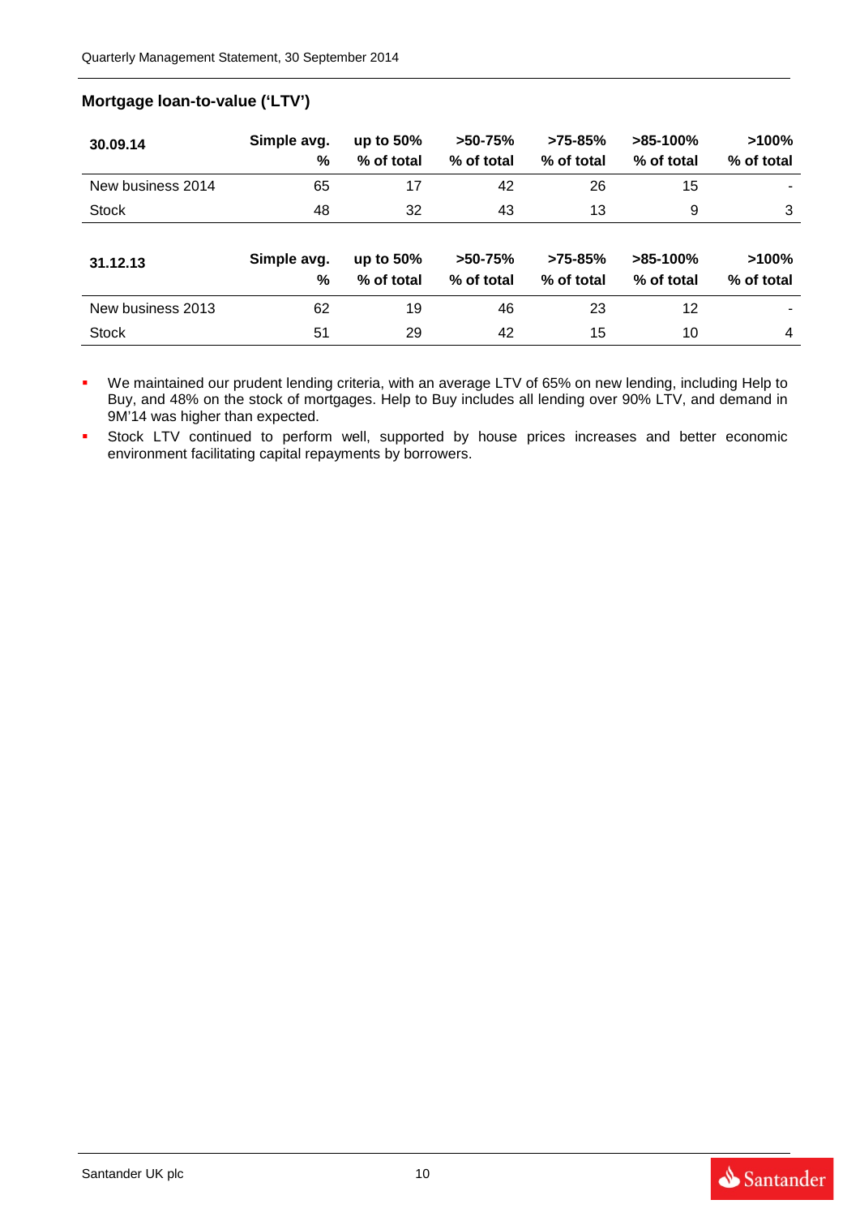## Mortgage loan-to-value ('LTV')

| 30.09.14 | Simple avg. % | up to 50% % of total | >50-75% % of total | >75-85% % of total | >85-100% % of total | >100% % of total |
|---|---|---|---|---|---|---|
| New business 2014 | 65 | 17 | 42 | 26 | 15 | - |
| Stock | 48 | 32 | 43 | 13 | 9 | 3 |

| 31.12.13 | Simple avg. % | up to 50% % of total | >50-75% % of total | >75-85% % of total | >85-100% % of total | >100% % of total |
|---|---|---|---|---|---|---|
| New business 2013 | 62 | 19 | 46 | 23 | 12 | - |
| Stock | 51 | 29 | 42 | 15 | 10 | 4 |

- We maintained our prudent lending criteria, with an average LTV of 65% on new lending, including Help to Buy, and 48% on the stock of mortgages. Help to Buy includes all lending over 90% LTV, and demand in 9M'14 was higher than expected.
- Stock LTV continued to perform well, supported by house prices increases and better economic environment facilitating capital repayments by borrowers.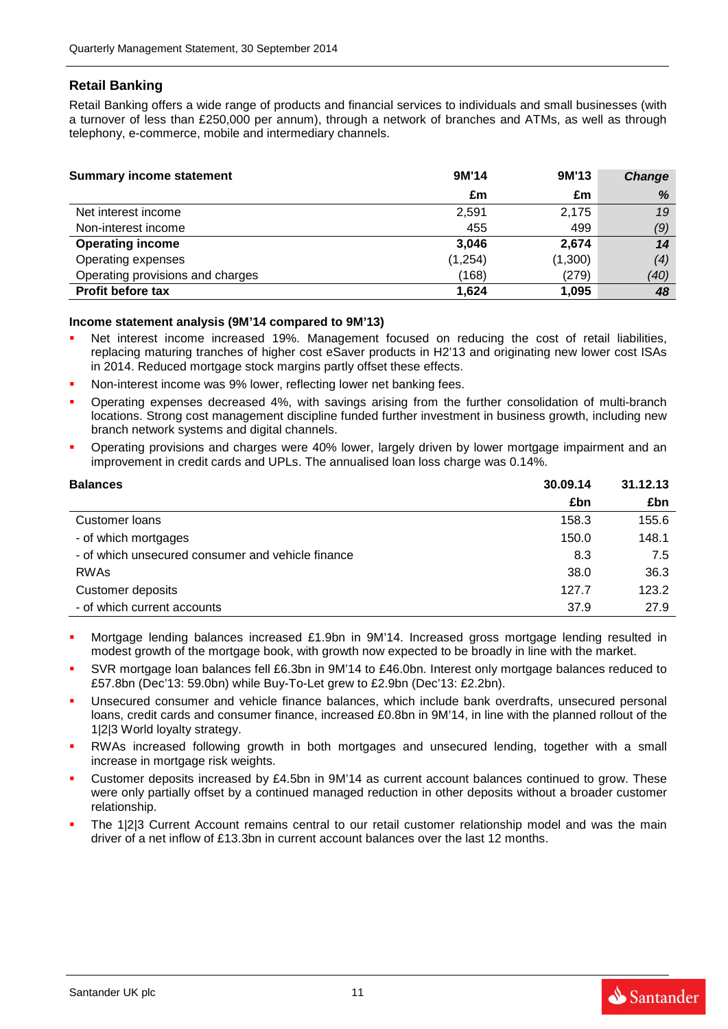## Retail Banking

Retail Banking offers a wide range of products and financial services to individuals and small businesses (with a turnover of less than £250,000 per annum), through a network of branches and ATMs, as well as through telephony, e-commerce, mobile and intermediary channels.

| **Summary income statement** | **9M'14** | **9M'13** | ***Change*** |
|---|---|---|---|
| | **£m** | **£m** | ***%*** |
| Net interest income | 2,591 | 2,175 | *19* |
| Non-interest income | 455 | 499 | *(9)* |
| **Operating income** | **3,046** | **2,674** | ***14*** |
| Operating expenses | (1,254) | (1,300) | *(4)* |
| Operating provisions and charges | (168) | (279) | *(40)* |
| **Profit before tax** | **1,624** | **1,095** | ***48*** |

**Income statement analysis (9M'14 compared to 9M'13)**

- Net interest income increased 19%. Management focused on reducing the cost of retail liabilities, replacing maturing tranches of higher cost eSaver products in H2'13 and originating new lower cost ISAs in 2014. Reduced mortgage stock margins partly offset these effects.
- Non-interest income was 9% lower, reflecting lower net banking fees.
- Operating expenses decreased 4%, with savings arising from the further consolidation of multi-branch locations. Strong cost management discipline funded further investment in business growth, including new branch network systems and digital channels.
- Operating provisions and charges were 40% lower, largely driven by lower mortgage impairment and an improvement in credit cards and UPLs. The annualised loan loss charge was 0.14%.

| **Balances** | **30.09.14** | **31.12.13** |
|---|---|---|
| | **£bn** | **£bn** |
| Customer loans | 158.3 | 155.6 |
| - of which mortgages | 150.0 | 148.1 |
| - of which unsecured consumer and vehicle finance | 8.3 | 7.5 |
| RWAs | 38.0 | 36.3 |
| Customer deposits | 127.7 | 123.2 |
| - of which current accounts | 37.9 | 27.9 |

- Mortgage lending balances increased £1.9bn in 9M'14. Increased gross mortgage lending resulted in modest growth of the mortgage book, with growth now expected to be broadly in line with the market.
- SVR mortgage loan balances fell £6.3bn in 9M'14 to £46.0bn. Interest only mortgage balances reduced to £57.8bn (Dec'13: 59.0bn) while Buy-To-Let grew to £2.9bn (Dec'13: £2.2bn).
- Unsecured consumer and vehicle finance balances, which include bank overdrafts, unsecured personal loans, credit cards and consumer finance, increased £0.8bn in 9M'14, in line with the planned rollout of the 1|2|3 World loyalty strategy.
- RWAs increased following growth in both mortgages and unsecured lending, together with a small increase in mortgage risk weights.
- Customer deposits increased by £4.5bn in 9M'14 as current account balances continued to grow. These were only partially offset by a continued managed reduction in other deposits without a broader customer relationship.
- The 1|2|3 Current Account remains central to our retail customer relationship model and was the main driver of a net inflow of £13.3bn in current account balances over the last 12 months.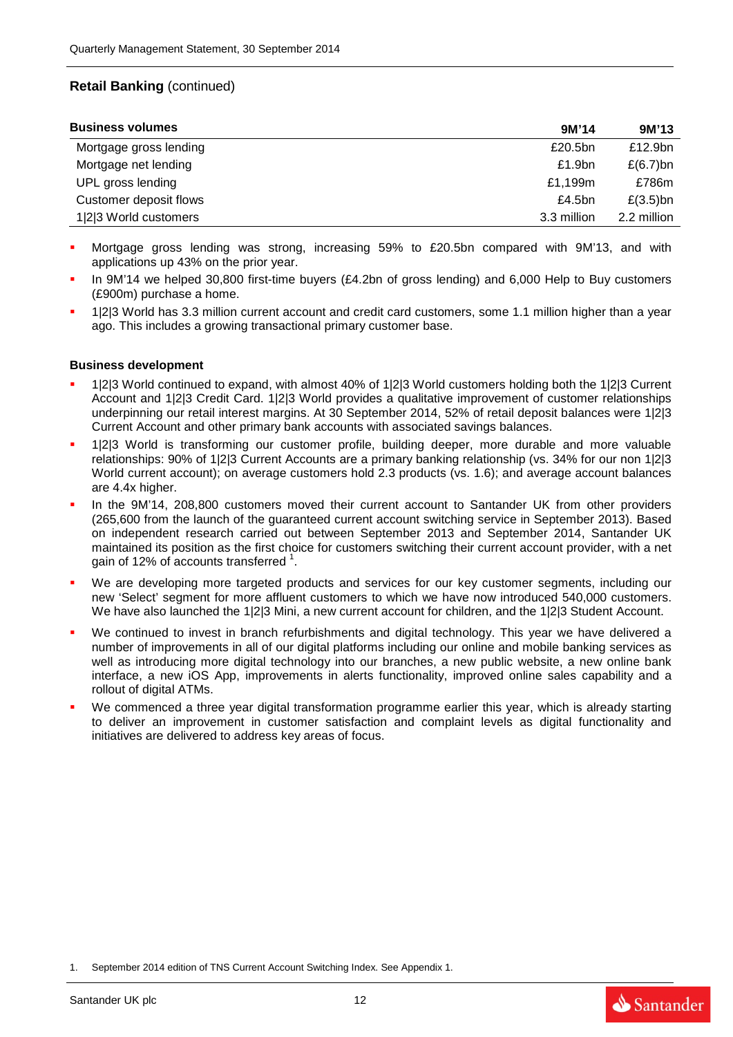## Retail Banking (continued)

| Business volumes | 9M'14 | 9M'13 |
|---|---|---|
| Mortgage gross lending | £20.5bn | £12.9bn |
| Mortgage net lending | £1.9bn | £(6.7)bn |
| UPL gross lending | £1,199m | £786m |
| Customer deposit flows | £4.5bn | £(3.5)bn |
| 1\|2\|3 World customers | 3.3 million | 2.2 million |

- Mortgage gross lending was strong, increasing 59% to £20.5bn compared with 9M'13, and with applications up 43% on the prior year.
- In 9M'14 we helped 30,800 first-time buyers (£4.2bn of gross lending) and 6,000 Help to Buy customers (£900m) purchase a home.
- 1|2|3 World has 3.3 million current account and credit card customers, some 1.1 million higher than a year ago. This includes a growing transactional primary customer base.

### Business development

- 1|2|3 World continued to expand, with almost 40% of 1|2|3 World customers holding both the 1|2|3 Current Account and 1|2|3 Credit Card. 1|2|3 World provides a qualitative improvement of customer relationships underpinning our retail interest margins. At 30 September 2014, 52% of retail deposit balances were 1|2|3 Current Account and other primary bank accounts with associated savings balances.
- 1|2|3 World is transforming our customer profile, building deeper, more durable and more valuable relationships: 90% of 1|2|3 Current Accounts are a primary banking relationship (vs. 34% for our non 1|2|3 World current account); on average customers hold 2.3 products (vs. 1.6); and average account balances are 4.4x higher.
- In the 9M'14, 208,800 customers moved their current account to Santander UK from other providers (265,600 from the launch of the guaranteed current account switching service in September 2013). Based on independent research carried out between September 2013 and September 2014, Santander UK maintained its position as the first choice for customers switching their current account provider, with a net gain of 12% of accounts transferred [1].
- We are developing more targeted products and services for our key customer segments, including our new 'Select' segment for more affluent customers to which we have now introduced 540,000 customers. We have also launched the 1|2|3 Mini, a new current account for children, and the 1|2|3 Student Account.
- We continued to invest in branch refurbishments and digital technology. This year we have delivered a number of improvements in all of our digital platforms including our online and mobile banking services as well as introducing more digital technology into our branches, a new public website, a new online bank interface, a new iOS App, improvements in alerts functionality, improved online sales capability and a rollout of digital ATMs.
- We commenced a three year digital transformation programme earlier this year, which is already starting to deliver an improvement in customer satisfaction and complaint levels as digital functionality and initiatives are delivered to address key areas of focus.

1. September 2014 edition of TNS Current Account Switching Index. See Appendix 1.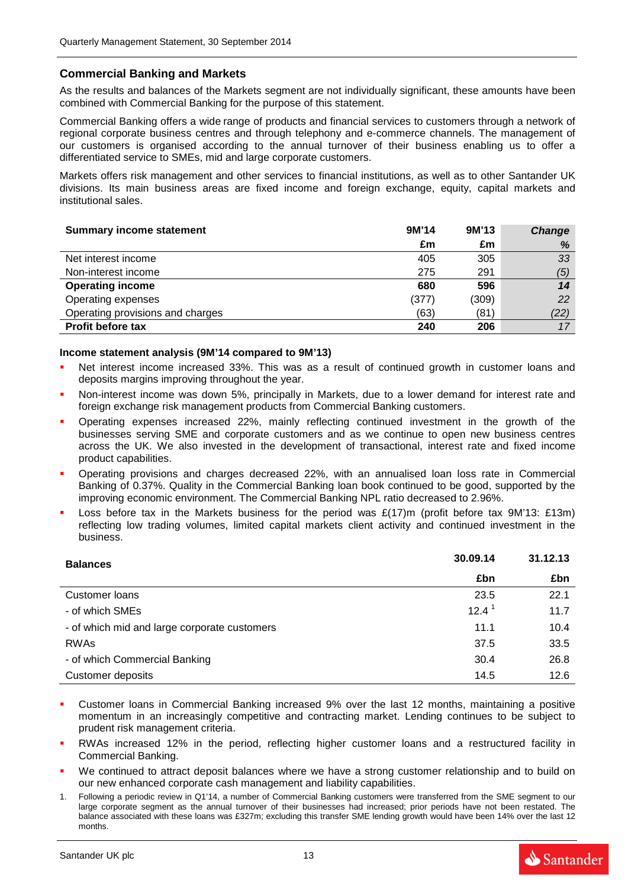## Commercial Banking and Markets

As the results and balances of the Markets segment are not individually significant, these amounts have been combined with Commercial Banking for the purpose of this statement.

Commercial Banking offers a wide range of products and financial services to customers through a network of regional corporate business centres and through telephony and e-commerce channels. The management of our customers is organised according to the annual turnover of their business enabling us to offer a differentiated service to SMEs, mid and large corporate customers.

Markets offers risk management and other services to financial institutions, as well as to other Santander UK divisions. Its main business areas are fixed income and foreign exchange, equity, capital markets and institutional sales.

| **Summary income statement** | **9M'14** | **9M'13** | ***Change*** |
|---|---|---|---|
| | **£m** | **£m** | ***%*** |
| Net interest income | 405 | 305 | *33* |
| Non-interest income | 275 | 291 | *(5)* |
| **Operating income** | **680** | **596** | ***14*** |
| Operating expenses | (377) | (309) | *22* |
| Operating provisions and charges | (63) | (81) | *(22)* |
| **Profit before tax** | **240** | **206** | *17* |

**Income statement analysis (9M'14 compared to 9M'13)**

- Net interest income increased 33%. This was as a result of continued growth in customer loans and deposits margins improving throughout the year.
- Non-interest income was down 5%, principally in Markets, due to a lower demand for interest rate and foreign exchange risk management products from Commercial Banking customers.
- Operating expenses increased 22%, mainly reflecting continued investment in the growth of the businesses serving SME and corporate customers and as we continue to open new business centres across the UK. We also invested in the development of transactional, interest rate and fixed income product capabilities.
- Operating provisions and charges decreased 22%, with an annualised loan loss rate in Commercial Banking of 0.37%. Quality in the Commercial Banking loan book continued to be good, supported by the improving economic environment. The Commercial Banking NPL ratio decreased to 2.96%.
- Loss before tax in the Markets business for the period was £(17)m (profit before tax 9M'13: £13m) reflecting low trading volumes, limited capital markets client activity and continued investment in the business.

| **Balances** | **30.09.14** | **31.12.13** |
|---|---|---|
| | **£bn** | **£bn** |
| Customer loans | 23.5 | 22.1 |
| - of which SMEs | 12.4 [1] | 11.7 |
| - of which mid and large corporate customers | 11.1 | 10.4 |
| RWAs | 37.5 | 33.5 |
| - of which Commercial Banking | 30.4 | 26.8 |
| Customer deposits | 14.5 | 12.6 |

- Customer loans in Commercial Banking increased 9% over the last 12 months, maintaining a positive momentum in an increasingly competitive and contracting market. Lending continues to be subject to prudent risk management criteria.
- RWAs increased 12% in the period, reflecting higher customer loans and a restructured facility in Commercial Banking.
- We continued to attract deposit balances where we have a strong customer relationship and to build on our new enhanced corporate cash management and liability capabilities.

1. Following a periodic review in Q1'14, a number of Commercial Banking customers were transferred from the SME segment to our large corporate segment as the annual turnover of their businesses had increased; prior periods have not been restated. The balance associated with these loans was £327m; excluding this transfer SME lending growth would have been 14% over the last 12 months.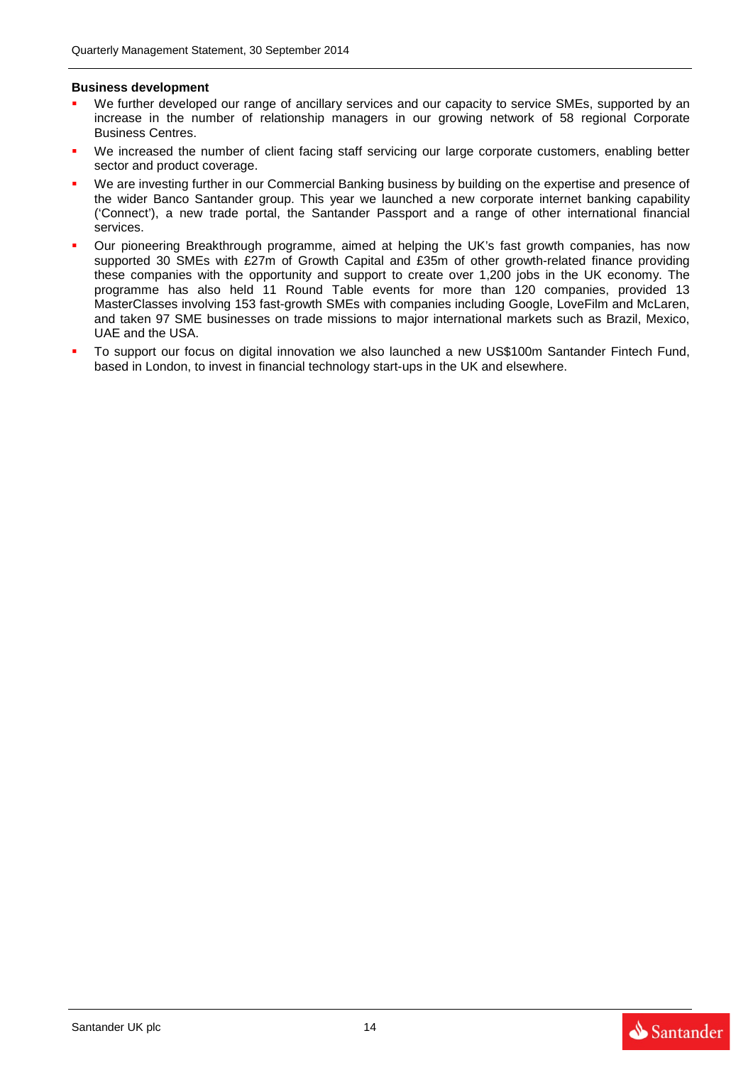**Business development**

- We further developed our range of ancillary services and our capacity to service SMEs, supported by an increase in the number of relationship managers in our growing network of 58 regional Corporate Business Centres.
- We increased the number of client facing staff servicing our large corporate customers, enabling better sector and product coverage.
- We are investing further in our Commercial Banking business by building on the expertise and presence of the wider Banco Santander group. This year we launched a new corporate internet banking capability ('Connect'), a new trade portal, the Santander Passport and a range of other international financial services.
- Our pioneering Breakthrough programme, aimed at helping the UK's fast growth companies, has now supported 30 SMEs with £27m of Growth Capital and £35m of other growth-related finance providing these companies with the opportunity and support to create over 1,200 jobs in the UK economy. The programme has also held 11 Round Table events for more than 120 companies, provided 13 MasterClasses involving 153 fast-growth SMEs with companies including Google, LoveFilm and McLaren, and taken 97 SME businesses on trade missions to major international markets such as Brazil, Mexico, UAE and the USA.
- To support our focus on digital innovation we also launched a new US$100m Santander Fintech Fund, based in London, to invest in financial technology start-ups in the UK and elsewhere.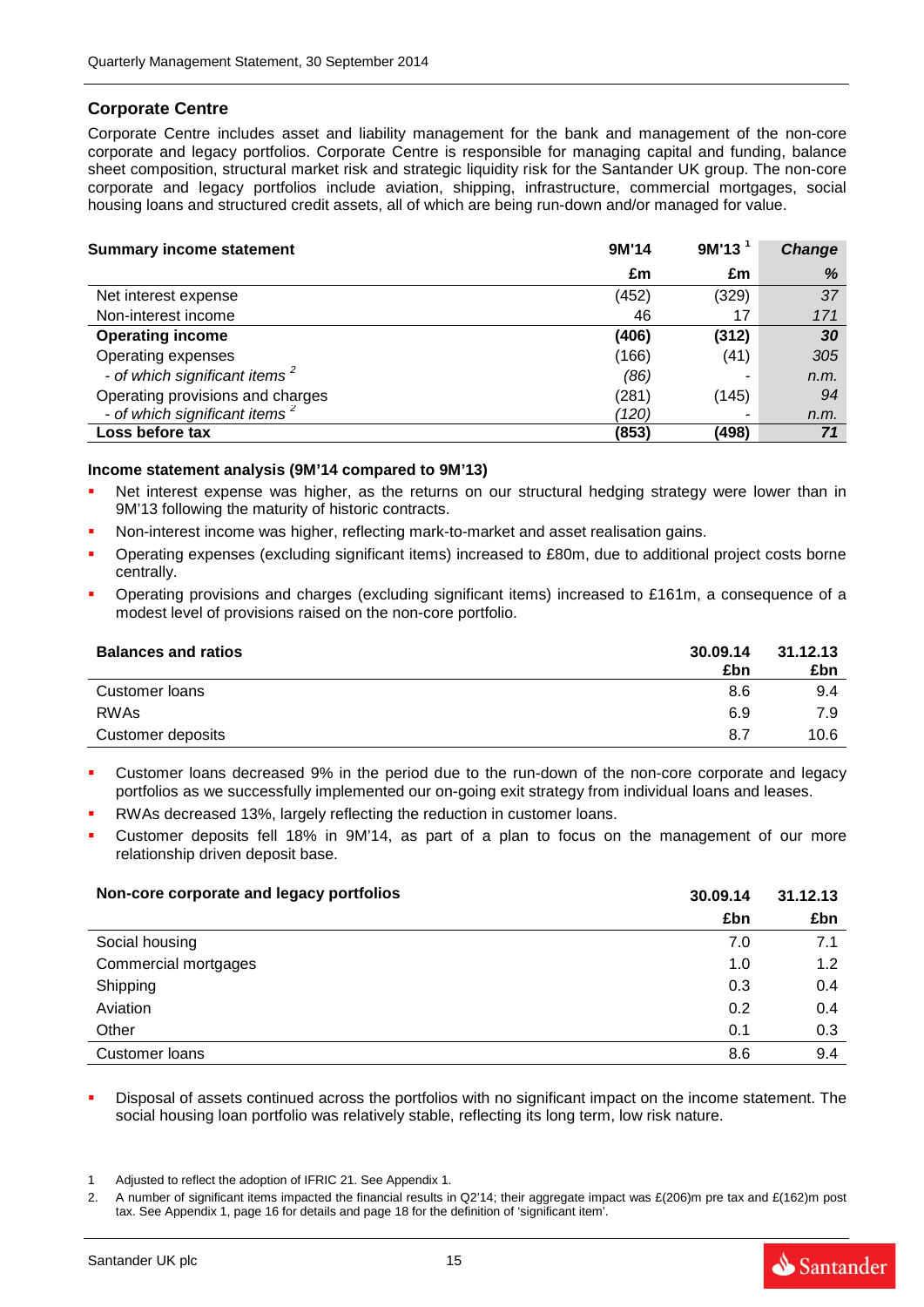## Corporate Centre

Corporate Centre includes asset and liability management for the bank and management of the non-core corporate and legacy portfolios. Corporate Centre is responsible for managing capital and funding, balance sheet composition, structural market risk and strategic liquidity risk for the Santander UK group. The non-core corporate and legacy portfolios include aviation, shipping, infrastructure, commercial mortgages, social housing loans and structured credit assets, all of which are being run-down and/or managed for value.

| Summary income statement | 9M'14 | 9M'13 [1] | *Change* |
|---|---|---|---|
| | £m | £m | *%* |
| Net interest expense | (452) | (329) | *37* |
| Non-interest income | 46 | 17 | *171* |
| **Operating income** | **(406)** | **(312)** | ***30*** |
| Operating expenses | (166) | (41) | *305* |
| *- of which significant items [2]* | *(86)* | - | *n.m.* |
| Operating provisions and charges | (281) | (145) | *94* |
| *- of which significant items [2]* | *(120)* | - | *n.m.* |
| **Loss before tax** | **(853)** | **(498)** | ***71*** |

**Income statement analysis (9M'14 compared to 9M'13)**

- Net interest expense was higher, as the returns on our structural hedging strategy were lower than in 9M'13 following the maturity of historic contracts.
- Non-interest income was higher, reflecting mark-to-market and asset realisation gains.
- Operating expenses (excluding significant items) increased to £80m, due to additional project costs borne centrally.
- Operating provisions and charges (excluding significant items) increased to £161m, a consequence of a modest level of provisions raised on the non-core portfolio.

| Balances and ratios | 30.09.14 £bn | 31.12.13 £bn |
|---|---|---|
| Customer loans | 8.6 | 9.4 |
| RWAs | 6.9 | 7.9 |
| Customer deposits | 8.7 | 10.6 |

- Customer loans decreased 9% in the period due to the run-down of the non-core corporate and legacy portfolios as we successfully implemented our on-going exit strategy from individual loans and leases.
- RWAs decreased 13%, largely reflecting the reduction in customer loans.
- Customer deposits fell 18% in 9M'14, as part of a plan to focus on the management of our more relationship driven deposit base.

| Non-core corporate and legacy portfolios | 30.09.14 | 31.12.13 |
|---|---|---|
| | £bn | £bn |
| Social housing | 7.0 | 7.1 |
| Commercial mortgages | 1.0 | 1.2 |
| Shipping | 0.3 | 0.4 |
| Aviation | 0.2 | 0.4 |
| Other | 0.1 | 0.3 |
| Customer loans | 8.6 | 9.4 |

- Disposal of assets continued across the portfolios with no significant impact on the income statement. The social housing loan portfolio was relatively stable, reflecting its long term, low risk nature.

1 Adjusted to reflect the adoption of IFRIC 21. See Appendix 1.

2. A number of significant items impacted the financial results in Q2'14; their aggregate impact was £(206)m pre tax and £(162)m post tax. See Appendix 1, page 16 for details and page 18 for the definition of 'significant item'.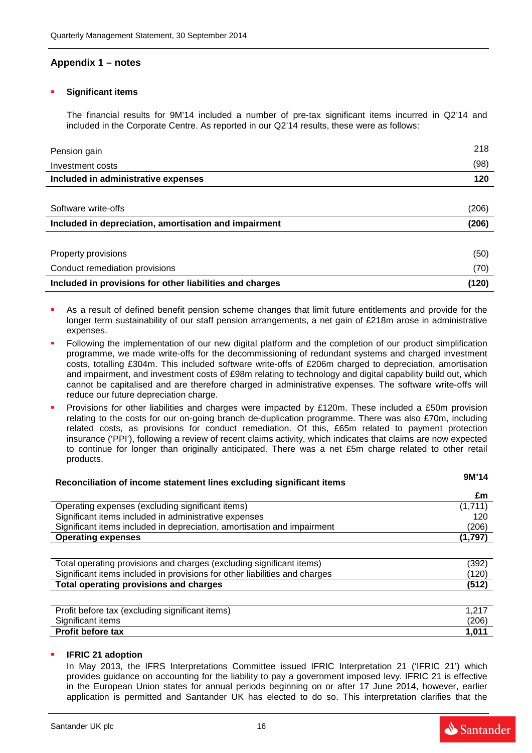## Appendix 1 – notes

- **Significant items**

  The financial results for 9M'14 included a number of pre-tax significant items incurred in Q2'14 and included in the Corporate Centre. As reported in our Q2'14 results, these were as follows:

| | |
|---|---|
| Pension gain | 218 |
| Investment costs | (98) |
| **Included in administrative expenses** | **120** |
| | |
| Software write-offs | (206) |
| **Included in depreciation, amortisation and impairment** | **(206)** |
| | |
| Property provisions | (50) |
| Conduct remediation provisions | (70) |
| **Included in provisions for other liabilities and charges** | **(120)** |

- As a result of defined benefit pension scheme changes that limit future entitlements and provide for the longer term sustainability of our staff pension arrangements, a net gain of £218m arose in administrative expenses.
- Following the implementation of our new digital platform and the completion of our product simplification programme, we made write-offs for the decommissioning of redundant systems and charged investment costs, totalling £304m. This included software write-offs of £206m charged to depreciation, amortisation and impairment, and investment costs of £98m relating to technology and digital capability build out, which cannot be capitalised and are therefore charged in administrative expenses. The software write-offs will reduce our future depreciation charge.
- Provisions for other liabilities and charges were impacted by £120m. These included a £50m provision relating to the costs for our on-going branch de-duplication programme. There was also £70m, including related costs, as provisions for conduct remediation. Of this, £65m related to payment protection insurance ('PPI'), following a review of recent claims activity, which indicates that claims are now expected to continue for longer than originally anticipated. There was a net £5m charge related to other retail products.

| **Reconciliation of income statement lines excluding significant items** | **9M'14** |
|---|---|
| | **£m** |
| Operating expenses (excluding significant items) | (1,711) |
| Significant items included in administrative expenses | 120 |
| Significant items included in depreciation, amortisation and impairment | (206) |
| **Operating expenses** | **(1,797)** |
| | |
| Total operating provisions and charges (excluding significant items) | (392) |
| Significant items included in provisions for other liabilities and charges | (120) |
| **Total operating provisions and charges** | **(512)** |
| | |
| Profit before tax (excluding significant items) | 1,217 |
| Significant items | (206) |
| **Profit before tax** | **1,011** |

- **IFRIC 21 adoption**

  In May 2013, the IFRS Interpretations Committee issued IFRIC Interpretation 21 ('IFRIC 21') which provides guidance on accounting for the liability to pay a government imposed levy. IFRIC 21 is effective in the European Union states for annual periods beginning on or after 17 June 2014, however, earlier application is permitted and Santander UK has elected to do so. This interpretation clarifies that the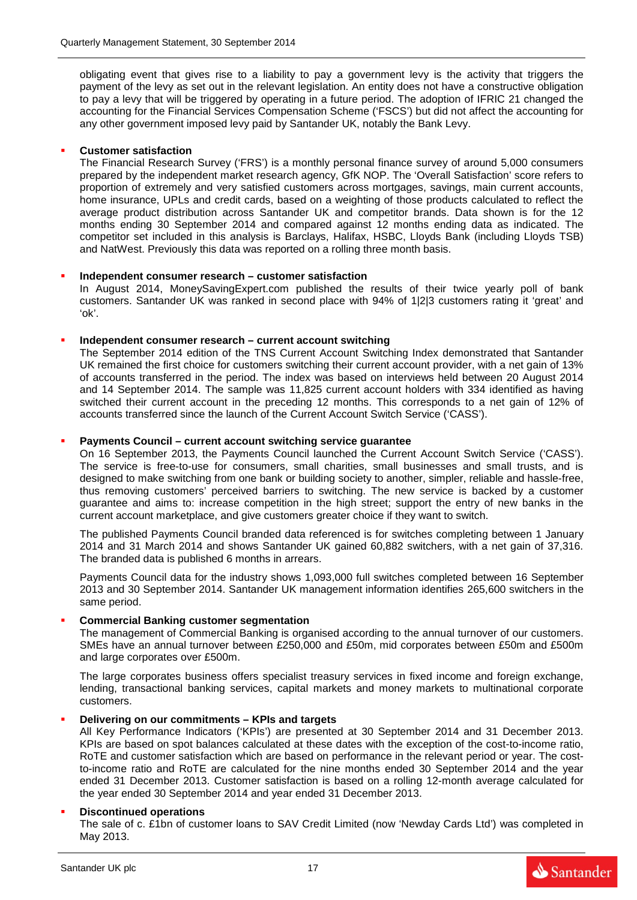obligating event that gives rise to a liability to pay a government levy is the activity that triggers the payment of the levy as set out in the relevant legislation. An entity does not have a constructive obligation to pay a levy that will be triggered by operating in a future period. The adoption of IFRIC 21 changed the accounting for the Financial Services Compensation Scheme ('FSCS') but did not affect the accounting for any other government imposed levy paid by Santander UK, notably the Bank Levy.

- **Customer satisfaction**
  The Financial Research Survey ('FRS') is a monthly personal finance survey of around 5,000 consumers prepared by the independent market research agency, GfK NOP. The 'Overall Satisfaction' score refers to proportion of extremely and very satisfied customers across mortgages, savings, main current accounts, home insurance, UPLs and credit cards, based on a weighting of those products calculated to reflect the average product distribution across Santander UK and competitor brands. Data shown is for the 12 months ending 30 September 2014 and compared against 12 months ending data as indicated. The competitor set included in this analysis is Barclays, Halifax, HSBC, Lloyds Bank (including Lloyds TSB) and NatWest. Previously this data was reported on a rolling three month basis.

- **Independent consumer research – customer satisfaction**
  In August 2014, MoneySavingExpert.com published the results of their twice yearly poll of bank customers. Santander UK was ranked in second place with 94% of 1|2|3 customers rating it 'great' and 'ok'.

- **Independent consumer research – current account switching**
  The September 2014 edition of the TNS Current Account Switching Index demonstrated that Santander UK remained the first choice for customers switching their current account provider, with a net gain of 13% of accounts transferred in the period. The index was based on interviews held between 20 August 2014 and 14 September 2014. The sample was 11,825 current account holders with 334 identified as having switched their current account in the preceding 12 months. This corresponds to a net gain of 12% of accounts transferred since the launch of the Current Account Switch Service ('CASS').

- **Payments Council – current account switching service guarantee**
  On 16 September 2013, the Payments Council launched the Current Account Switch Service ('CASS'). The service is free-to-use for consumers, small charities, small businesses and small trusts, and is designed to make switching from one bank or building society to another, simpler, reliable and hassle-free, thus removing customers' perceived barriers to switching. The new service is backed by a customer guarantee and aims to: increase competition in the high street; support the entry of new banks in the current account marketplace, and give customers greater choice if they want to switch.

  The published Payments Council branded data referenced is for switches completing between 1 January 2014 and 31 March 2014 and shows Santander UK gained 60,882 switchers, with a net gain of 37,316. The branded data is published 6 months in arrears.

  Payments Council data for the industry shows 1,093,000 full switches completed between 16 September 2013 and 30 September 2014. Santander UK management information identifies 265,600 switchers in the same period.

- **Commercial Banking customer segmentation**
  The management of Commercial Banking is organised according to the annual turnover of our customers. SMEs have an annual turnover between £250,000 and £50m, mid corporates between £50m and £500m and large corporates over £500m.

  The large corporates business offers specialist treasury services in fixed income and foreign exchange, lending, transactional banking services, capital markets and money markets to multinational corporate customers.

- **Delivering on our commitments – KPIs and targets**
  All Key Performance Indicators ('KPIs') are presented at 30 September 2014 and 31 December 2013. KPIs are based on spot balances calculated at these dates with the exception of the cost-to-income ratio, RoTE and customer satisfaction which are based on performance in the relevant period or year. The cost-to-income ratio and RoTE are calculated for the nine months ended 30 September 2014 and the year ended 31 December 2013. Customer satisfaction is based on a rolling 12-month average calculated for the year ended 30 September 2014 and year ended 31 December 2013.

- **Discontinued operations**
  The sale of c. £1bn of customer loans to SAV Credit Limited (now 'Newday Cards Ltd') was completed in May 2013.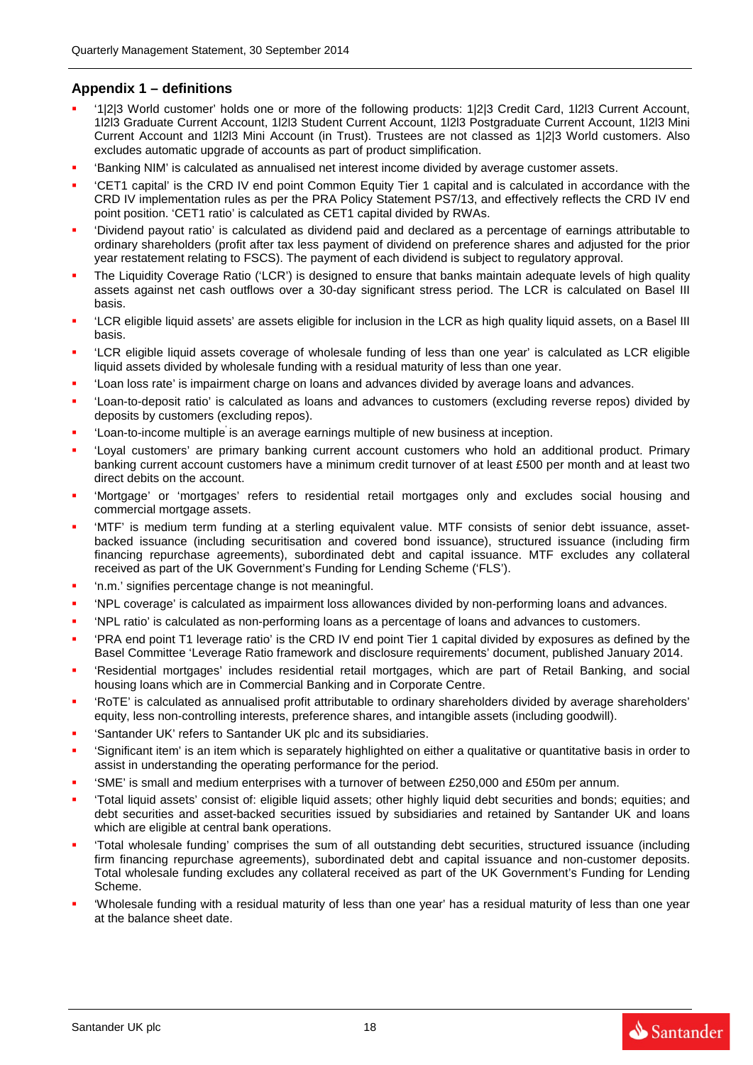## Appendix 1 – definitions

- '1|2|3 World customer' holds one or more of the following products: 1|2|3 Credit Card, 1l2l3 Current Account, 1l2l3 Graduate Current Account, 1l2l3 Student Current Account, 1l2l3 Postgraduate Current Account, 1l2l3 Mini Current Account and 1l2l3 Mini Account (in Trust). Trustees are not classed as 1|2|3 World customers. Also excludes automatic upgrade of accounts as part of product simplification.
- 'Banking NIM' is calculated as annualised net interest income divided by average customer assets.
- 'CET1 capital' is the CRD IV end point Common Equity Tier 1 capital and is calculated in accordance with the CRD IV implementation rules as per the PRA Policy Statement PS7/13, and effectively reflects the CRD IV end point position. 'CET1 ratio' is calculated as CET1 capital divided by RWAs.
- 'Dividend payout ratio' is calculated as dividend paid and declared as a percentage of earnings attributable to ordinary shareholders (profit after tax less payment of dividend on preference shares and adjusted for the prior year restatement relating to FSCS). The payment of each dividend is subject to regulatory approval.
- The Liquidity Coverage Ratio ('LCR') is designed to ensure that banks maintain adequate levels of high quality assets against net cash outflows over a 30-day significant stress period. The LCR is calculated on Basel III basis.
- 'LCR eligible liquid assets' are assets eligible for inclusion in the LCR as high quality liquid assets, on a Basel III basis.
- 'LCR eligible liquid assets coverage of wholesale funding of less than one year' is calculated as LCR eligible liquid assets divided by wholesale funding with a residual maturity of less than one year.
- 'Loan loss rate' is impairment charge on loans and advances divided by average loans and advances.
- 'Loan-to-deposit ratio' is calculated as loans and advances to customers (excluding reverse repos) divided by deposits by customers (excluding repos).
- 'Loan-to-income multiple' is an average earnings multiple of new business at inception.
- 'Loyal customers' are primary banking current account customers who hold an additional product. Primary banking current account customers have a minimum credit turnover of at least £500 per month and at least two direct debits on the account.
- 'Mortgage' or 'mortgages' refers to residential retail mortgages only and excludes social housing and commercial mortgage assets.
- 'MTF' is medium term funding at a sterling equivalent value. MTF consists of senior debt issuance, asset-backed issuance (including securitisation and covered bond issuance), structured issuance (including firm financing repurchase agreements), subordinated debt and capital issuance. MTF excludes any collateral received as part of the UK Government's Funding for Lending Scheme ('FLS').
- 'n.m.' signifies percentage change is not meaningful.
- 'NPL coverage' is calculated as impairment loss allowances divided by non-performing loans and advances.
- 'NPL ratio' is calculated as non-performing loans as a percentage of loans and advances to customers.
- 'PRA end point T1 leverage ratio' is the CRD IV end point Tier 1 capital divided by exposures as defined by the Basel Committee 'Leverage Ratio framework and disclosure requirements' document, published January 2014.
- 'Residential mortgages' includes residential retail mortgages, which are part of Retail Banking, and social housing loans which are in Commercial Banking and in Corporate Centre.
- 'RoTE' is calculated as annualised profit attributable to ordinary shareholders divided by average shareholders' equity, less non-controlling interests, preference shares, and intangible assets (including goodwill).
- 'Santander UK' refers to Santander UK plc and its subsidiaries.
- 'Significant item' is an item which is separately highlighted on either a qualitative or quantitative basis in order to assist in understanding the operating performance for the period.
- 'SME' is small and medium enterprises with a turnover of between £250,000 and £50m per annum.
- 'Total liquid assets' consist of: eligible liquid assets; other highly liquid debt securities and bonds; equities; and debt securities and asset-backed securities issued by subsidiaries and retained by Santander UK and loans which are eligible at central bank operations.
- 'Total wholesale funding' comprises the sum of all outstanding debt securities, structured issuance (including firm financing repurchase agreements), subordinated debt and capital issuance and non-customer deposits. Total wholesale funding excludes any collateral received as part of the UK Government's Funding for Lending Scheme.
- 'Wholesale funding with a residual maturity of less than one year' has a residual maturity of less than one year at the balance sheet date.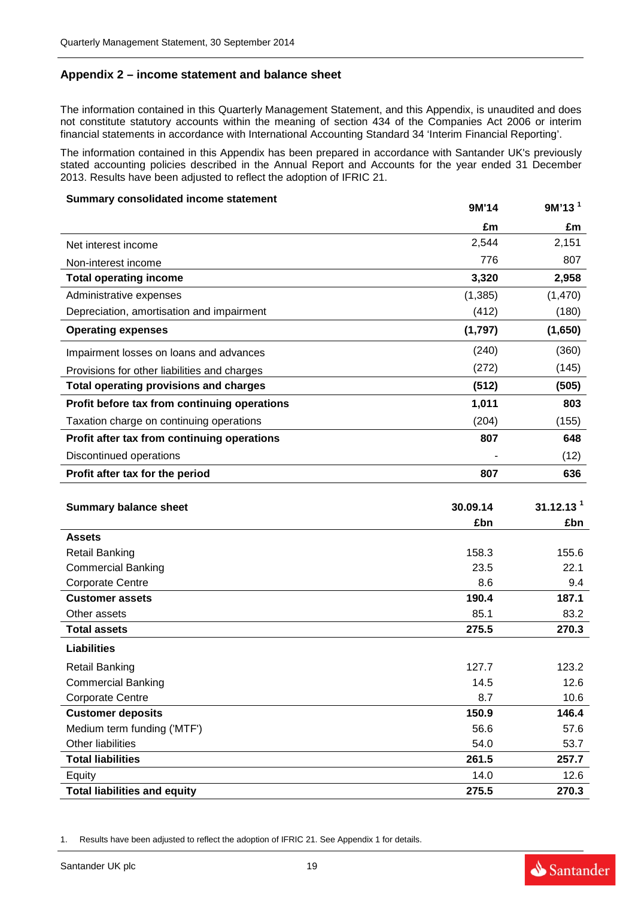## Appendix 2 – income statement and balance sheet

The information contained in this Quarterly Management Statement, and this Appendix, is unaudited and does not constitute statutory accounts within the meaning of section 434 of the Companies Act 2006 or interim financial statements in accordance with International Accounting Standard 34 'Interim Financial Reporting'.

The information contained in this Appendix has been prepared in accordance with Santander UK's previously stated accounting policies described in the Annual Report and Accounts for the year ended 31 December 2013. Results have been adjusted to reflect the adoption of IFRIC 21.

| **Summary consolidated income statement** | **9M'14** | **9M'13** [1] |
|---|---|---|
| | **£m** | **£m** |
| Net interest income | 2,544 | 2,151 |
| Non-interest income | 776 | 807 |
| **Total operating income** | **3,320** | **2,958** |
| Administrative expenses | (1,385) | (1,470) |
| Depreciation, amortisation and impairment | (412) | (180) |
| **Operating expenses** | **(1,797)** | **(1,650)** |
| Impairment losses on loans and advances | (240) | (360) |
| Provisions for other liabilities and charges | (272) | (145) |
| **Total operating provisions and charges** | **(512)** | **(505)** |
| **Profit before tax from continuing operations** | **1,011** | **803** |
| Taxation charge on continuing operations | (204) | (155) |
| **Profit after tax from continuing operations** | **807** | **648** |
| Discontinued operations | - | (12) |
| **Profit after tax for the period** | **807** | **636** |

| **Summary balance sheet** | **30.09.14** | **31.12.13** [1] |
|---|---|---|
| | **£bn** | **£bn** |
| **Assets** | | |
| Retail Banking | 158.3 | 155.6 |
| Commercial Banking | 23.5 | 22.1 |
| Corporate Centre | 8.6 | 9.4 |
| **Customer assets** | **190.4** | **187.1** |
| Other assets | 85.1 | 83.2 |
| **Total assets** | **275.5** | **270.3** |
| **Liabilities** | | |
| Retail Banking | 127.7 | 123.2 |
| Commercial Banking | 14.5 | 12.6 |
| Corporate Centre | 8.7 | 10.6 |
| **Customer deposits** | **150.9** | **146.4** |
| Medium term funding ('MTF') | 56.6 | 57.6 |
| Other liabilities | 54.0 | 53.7 |
| **Total liabilities** | **261.5** | **257.7** |
| Equity | 14.0 | 12.6 |
| **Total liabilities and equity** | **275.5** | **270.3** |

1. Results have been adjusted to reflect the adoption of IFRIC 21. See Appendix 1 for details.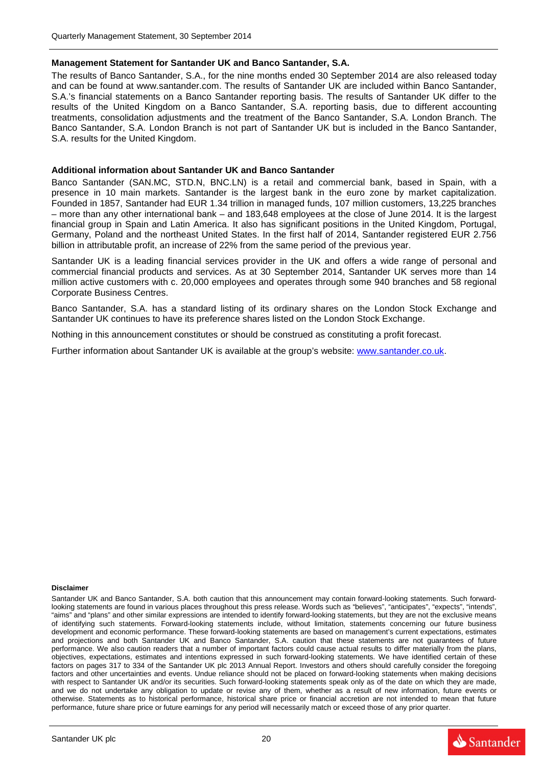**Management Statement for Santander UK and Banco Santander, S.A.**

The results of Banco Santander, S.A., for the nine months ended 30 September 2014 are also released today and can be found at www.santander.com. The results of Santander UK are included within Banco Santander, S.A.'s financial statements on a Banco Santander reporting basis. The results of Santander UK differ to the results of the United Kingdom on a Banco Santander, S.A. reporting basis, due to different accounting treatments, consolidation adjustments and the treatment of the Banco Santander, S.A. London Branch. The Banco Santander, S.A. London Branch is not part of Santander UK but is included in the Banco Santander, S.A. results for the United Kingdom.

**Additional information about Santander UK and Banco Santander**

Banco Santander (SAN.MC, STD.N, BNC.LN) is a retail and commercial bank, based in Spain, with a presence in 10 main markets. Santander is the largest bank in the euro zone by market capitalization. Founded in 1857, Santander had EUR 1.34 trillion in managed funds, 107 million customers, 13,225 branches – more than any other international bank – and 183,648 employees at the close of June 2014. It is the largest financial group in Spain and Latin America. It also has significant positions in the United Kingdom, Portugal, Germany, Poland and the northeast United States. In the first half of 2014, Santander registered EUR 2.756 billion in attributable profit, an increase of 22% from the same period of the previous year.

Santander UK is a leading financial services provider in the UK and offers a wide range of personal and commercial financial products and services. As at 30 September 2014, Santander UK serves more than 14 million active customers with c. 20,000 employees and operates through some 940 branches and 58 regional Corporate Business Centres.

Banco Santander, S.A. has a standard listing of its ordinary shares on the London Stock Exchange and Santander UK continues to have its preference shares listed on the London Stock Exchange.

Nothing in this announcement constitutes or should be construed as constituting a profit forecast.

Further information about Santander UK is available at the group's website: www.santander.co.uk.

**Disclaimer**

Santander UK and Banco Santander, S.A. both caution that this announcement may contain forward-looking statements. Such forward-looking statements are found in various places throughout this press release. Words such as "believes", "anticipates", "expects", "intends", "aims" and "plans" and other similar expressions are intended to identify forward-looking statements, but they are not the exclusive means of identifying such statements. Forward-looking statements include, without limitation, statements concerning our future business development and economic performance. These forward-looking statements are based on management's current expectations, estimates and projections and both Santander UK and Banco Santander, S.A. caution that these statements are not guarantees of future performance. We also caution readers that a number of important factors could cause actual results to differ materially from the plans, objectives, expectations, estimates and intentions expressed in such forward-looking statements. We have identified certain of these factors on pages 317 to 334 of the Santander UK plc 2013 Annual Report. Investors and others should carefully consider the foregoing factors and other uncertainties and events. Undue reliance should not be placed on forward-looking statements when making decisions with respect to Santander UK and/or its securities. Such forward-looking statements speak only as of the date on which they are made, and we do not undertake any obligation to update or revise any of them, whether as a result of new information, future events or otherwise. Statements as to historical performance, historical share price or financial accretion are not intended to mean that future performance, future share price or future earnings for any period will necessarily match or exceed those of any prior quarter.